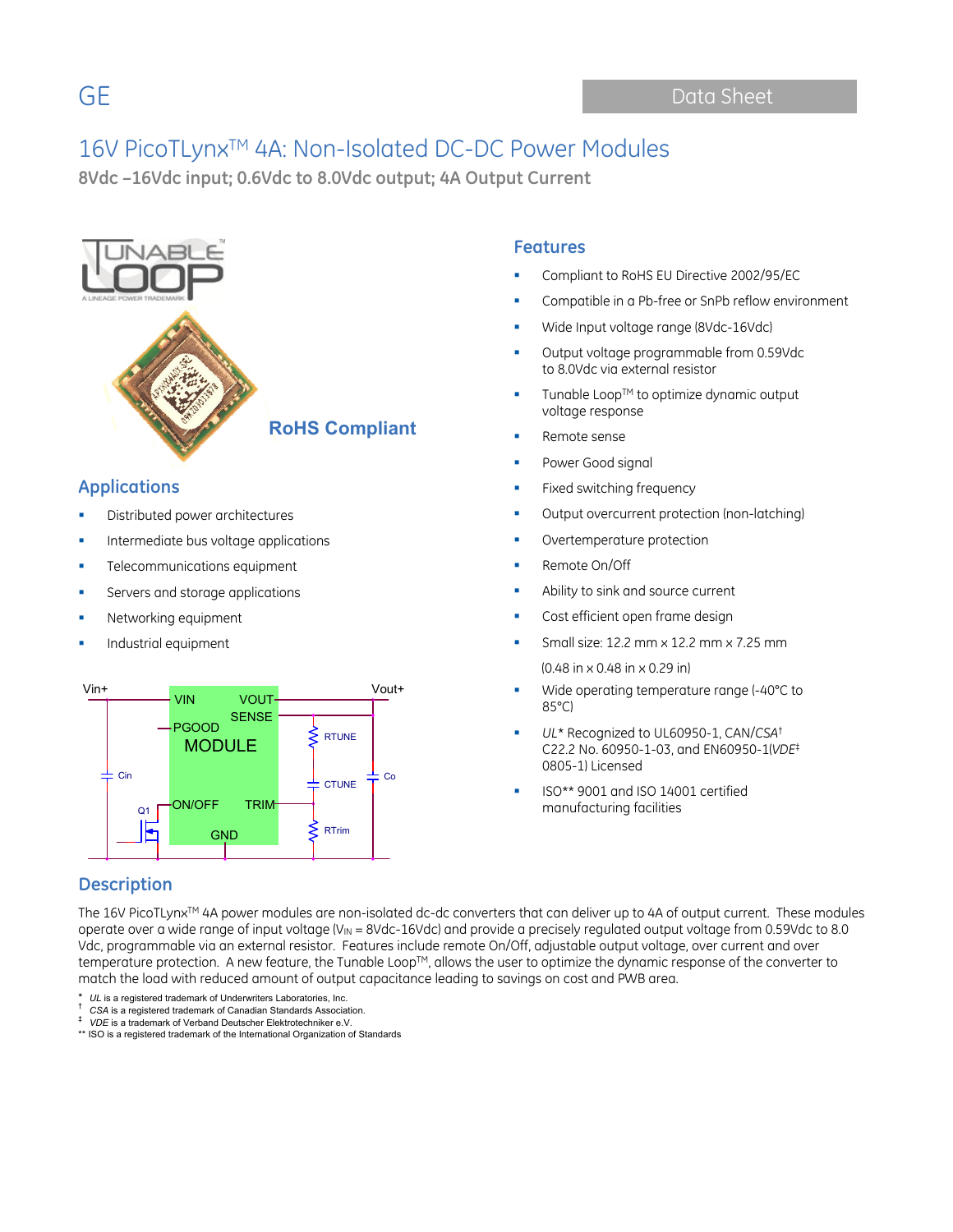GE

Data Sheet

# 16V PicoTLynx[TM] 4A: Non-Isolated DC-DC Power Modules

**8Vdc –16Vdc input; 0.6Vdc to 8.0Vdc output; 4A Output Current**

**RoHS Compliant**

## Applications

- Distributed power architectures
- Intermediate bus voltage applications
- Telecommunications equipment
- Servers and storage applications
- Networking equipment
- Industrial equipment

## Features

- Compliant to RoHS EU Directive 2002/95/EC
- Compatible in a Pb-free or SnPb reflow environment
- Wide Input voltage range (8Vdc-16Vdc)
- Output voltage programmable from 0.59Vdc to 8.0Vdc via external resistor
- Tunable Loop[TM] to optimize dynamic output voltage response
- Remote sense
- Power Good signal
- Fixed switching frequency
- Output overcurrent protection (non-latching)
- Overtemperature protection
- Remote On/Off
- Ability to sink and source current
- Cost efficient open frame design
- Small size: 12.2 mm x 12.2 mm x 7.25 mm (0.48 in x 0.48 in x 0.29 in)
- Wide operating temperature range (-40°C to 85°C)
- *UL\** Recognized to UL60950-1, CAN/*CSA*[†] C22.2 No. 60950-1-03, and EN60950-1(*VDE*[‡] 0805-1) Licensed
- ISO** 9001 and ISO 14001 certified manufacturing facilities

## Description

The 16V PicoTLynx[TM] 4A power modules are non-isolated dc-dc converters that can deliver up to 4A of output current. These modules operate over a wide range of input voltage ($V_{IN}$ = 8Vdc-16Vdc) and provide a precisely regulated output voltage from 0.59Vdc to 8.0 Vdc, programmable via an external resistor. Features include remote On/Off, adjustable output voltage, over current and over temperature protection. A new feature, the Tunable Loop[TM], allows the user to optimize the dynamic response of the converter to match the load with reduced amount of output capacitance leading to savings on cost and PWB area.

\* *UL* is a registered trademark of Underwriters Laboratories, Inc.
† *CSA* is a registered trademark of Canadian Standards Association.
‡ *VDE* is a trademark of Verband Deutscher Elektrotechniker e.V.
** ISO is a registered trademark of the International Organization of Standards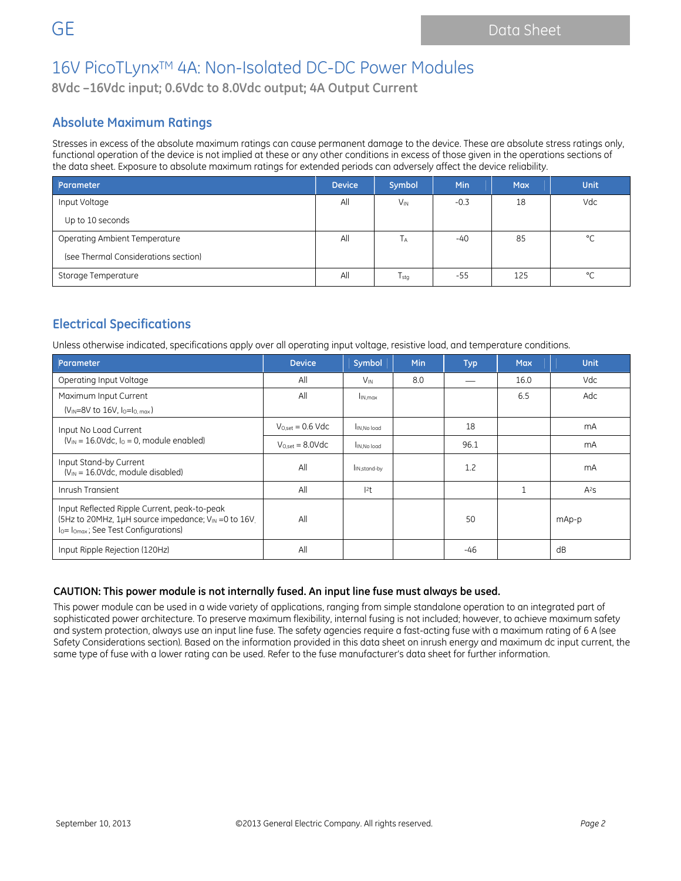# 16V PicoTLynx™ 4A: Non-Isolated DC-DC Power Modules

**8Vdc –16Vdc input; 0.6Vdc to 8.0Vdc output; 4A Output Current**

## Absolute Maximum Ratings

Stresses in excess of the absolute maximum ratings can cause permanent damage to the device. These are absolute stress ratings only, functional operation of the device is not implied at these or any other conditions in excess of those given in the operations sections of the data sheet. Exposure to absolute maximum ratings for extended periods can adversely affect the device reliability.

| Parameter | Device | Symbol | Min | Max | Unit |
|---|---|---|---|---|---|
| Input Voltage<br>Up to 10 seconds | All | $V_{IN}$ | -0.3 | 18 | Vdc |
| Operating Ambient Temperature<br>(see Thermal Considerations section) | All | $T_A$ | -40 | 85 | °C |
| Storage Temperature | All | $T_{stg}$ | -55 | 125 | °C |

## Electrical Specifications

Unless otherwise indicated, specifications apply over all operating input voltage, resistive load, and temperature conditions.

| Parameter | Device | Symbol | Min | Typ | Max | Unit |
|---|---|---|---|---|---|---|
| Operating Input Voltage | All | $V_{IN}$ | 8.0 | — | 16.0 | Vdc |
| Maximum Input Current<br>($V_{IN}$=8V to 16V, $I_O$=$I_{O,\,max}$) | All | $I_{IN,max}$ | | | 6.5 | Adc |
| Input No Load Current<br>($V_{IN}$ = 16.0Vdc, $I_O$ = 0, module enabled) | $V_{O,set}$ = 0.6 Vdc | $I_{IN,No\,load}$ | | 18 | | mA |
| | $V_{O,set}$ = 8.0Vdc | $I_{IN,No\,load}$ | | 96.1 | | mA |
| Input Stand-by Current<br>($V_{IN}$ = 16.0Vdc, module disabled) | All | $I_{IN,stand\text{-}by}$ | | 1.2 | | mA |
| Inrush Transient | All | $I^2t$ | | | 1 | $A^2s$ |
| Input Reflected Ripple Current, peak-to-peak<br>(5Hz to 20MHz, 1μH source impedance; $V_{IN}$ =0 to 16V, $I_O$= $I_{Omax}$ ; See Test Configurations) | All | | | 50 | | mAp-p |
| Input Ripple Rejection (120Hz) | All | | | -46 | | dB |

**CAUTION: This power module is not internally fused. An input line fuse must always be used.**

This power module can be used in a wide variety of applications, ranging from simple standalone operation to an integrated part of sophisticated power architecture. To preserve maximum flexibility, internal fusing is not included; however, to achieve maximum safety and system protection, always use an input line fuse. The safety agencies require a fast-acting fuse with a maximum rating of 6 A (see Safety Considerations section). Based on the information provided in this data sheet on inrush energy and maximum dc input current, the same type of fuse with a lower rating can be used. Refer to the fuse manufacturer's data sheet for further information.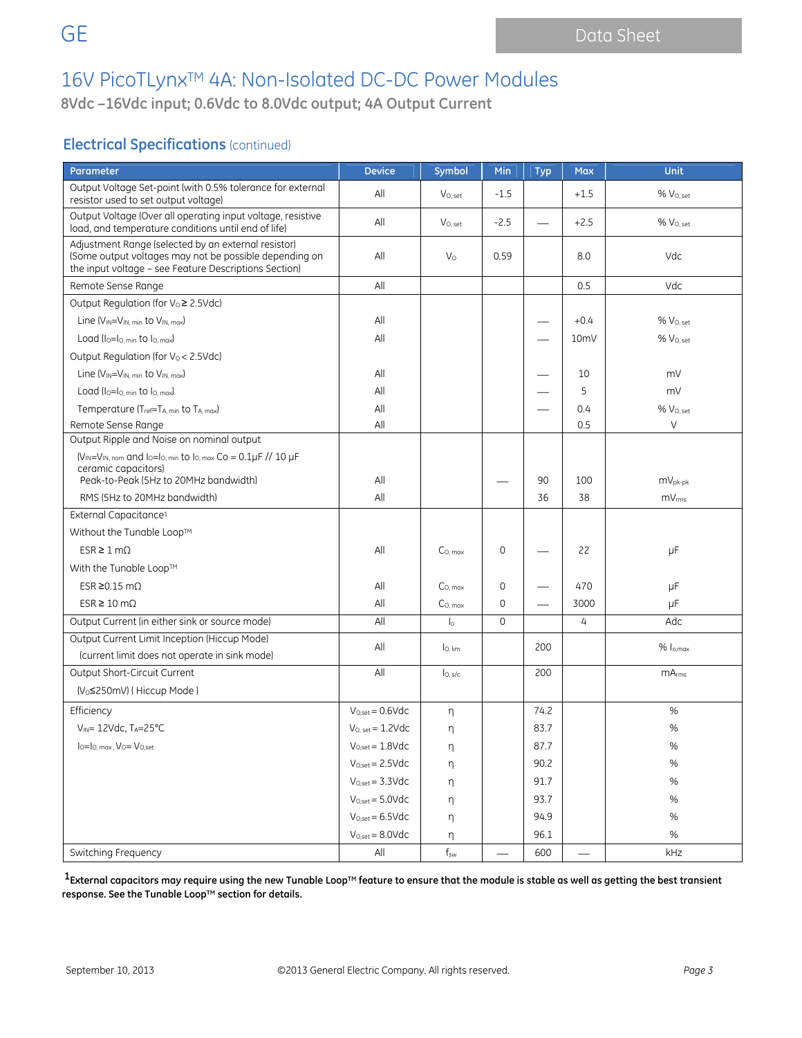# 16V PicoTLynx™ 4A: Non-Isolated DC-DC Power Modules

**8Vdc –16Vdc input; 0.6Vdc to 8.0Vdc output; 4A Output Current**

## Electrical Specifications (continued)

| Parameter | Device | Symbol | Min | Typ | Max | Unit |
|---|---|---|---|---|---|---|
| Output Voltage Set-point (with 0.5% tolerance for external resistor used to set output voltage) | All | $V_{O,\,set}$ | -1.5 | | +1.5 | % $V_{O,\,set}$ |
| Output Voltage (Over all operating input voltage, resistive load, and temperature conditions until end of life) | All | $V_{O,\,set}$ | -2.5 | — | +2.5 | % $V_{O,\,set}$ |
| Adjustment Range (selected by an external resistor) (Some output voltages may not be possible depending on the input voltage – see Feature Descriptions Section) | All | $V_O$ | 0.59 | | 8.0 | Vdc |
| Remote Sense Range | All | | | | 0.5 | Vdc |
| Output Regulation (for $V_O \geq 2.5$Vdc) | | | | | | |
| Line ($V_{IN}=V_{IN,\,min}$ to $V_{IN,\,max}$) | All | | | — | +0.4 | % $V_{O,\,set}$ |
| Load ($I_O=I_{O,\,min}$ to $I_{O,\,max}$) | All | | | — | 10mV | % $V_{O,\,set}$ |
| Output Regulation (for $V_O < 2.5$Vdc) | | | | | | |
| Line ($V_{IN}=V_{IN,\,min}$ to $V_{IN,\,max}$) | All | | | — | 10 | mV |
| Load ($I_O=I_{O,\,min}$ to $I_{O,\,max}$) | All | | | — | 5 | mV |
| Temperature ($T_{ref}=T_{A,\,min}$ to $T_{A,\,max}$) | All | | | — | 0.4 | % $V_{O,\,set}$ |
| Remote Sense Range | All | | | | 0.5 | V |
| Output Ripple and Noise on nominal output | | | | | | |
| ($V_{IN}=V_{IN,\,nom}$ and $I_O=I_{O,\,min}$ to $I_{O,\,max}$ Co = 0.1µF // 10 µF ceramic capacitors) Peak-to-Peak (5Hz to 20MHz bandwidth) | All | | — | 90 | 100 | $mV_{pk-pk}$ |
| RMS (5Hz to 20MHz bandwidth) | All | | | 36 | 38 | $mV_{rms}$ |
| External Capacitance[1] | | | | | | |
| Without the Tunable Loop™ | | | | | | |
| ESR ≥ 1 mΩ | All | $C_{O,\,max}$ | 0 | — | 22 | μF |
| With the Tunable Loop™ | | | | | | |
| ESR ≥0.15 mΩ | All | $C_{O,\,max}$ | 0 | — | 470 | μF |
| ESR ≥ 10 mΩ | All | $C_{O,\,max}$ | 0 | — | 3000 | μF |
| Output Current (in either sink or source mode) | All | $I_o$ | 0 | | 4 | Adc |
| Output Current Limit Inception (Hiccup Mode) (current limit does not operate in sink mode) | All | $I_{O,\,lim}$ | | 200 | | % $I_{o,max}$ |
| Output Short-Circuit Current ($V_O$≤250mV) ( Hiccup Mode ) | All | $I_{O,\,s/c}$ | | 200 | | $mA_{rms}$ |
| Efficiency | $V_{O,set}$ = 0.6Vdc | η | | 74.2 | | % |
| $V_{IN}$= 12Vdc, $T_A$=25°C | $V_{O,\,set}$ = 1.2Vdc | η | | 83.7 | | % |
| $I_O=I_{O,\,max}$, $V_O$= $V_{O,set}$ | $V_{O,set}$ = 1.8Vdc | η | | 87.7 | | % |
| | $V_{O,set}$ = 2.5Vdc | η | | 90.2 | | % |
| | $V_{O,set}$ = 3.3Vdc | η | | 91.7 | | % |
| | $V_{O,set}$ = 5.0Vdc | η | | 93.7 | | % |
| | $V_{O,set}$ = 6.5Vdc | η | | 94.9 | | % |
| | $V_{O,set}$ = 8.0Vdc | η | | 96.1 | | % |
| Switching Frequency | All | $f_{sw}$ | — | 600 | — | kHz |

[1] **External capacitors may require using the new Tunable Loop™ feature to ensure that the module is stable as well as getting the best transient response. See the Tunable Loop™ section for details.**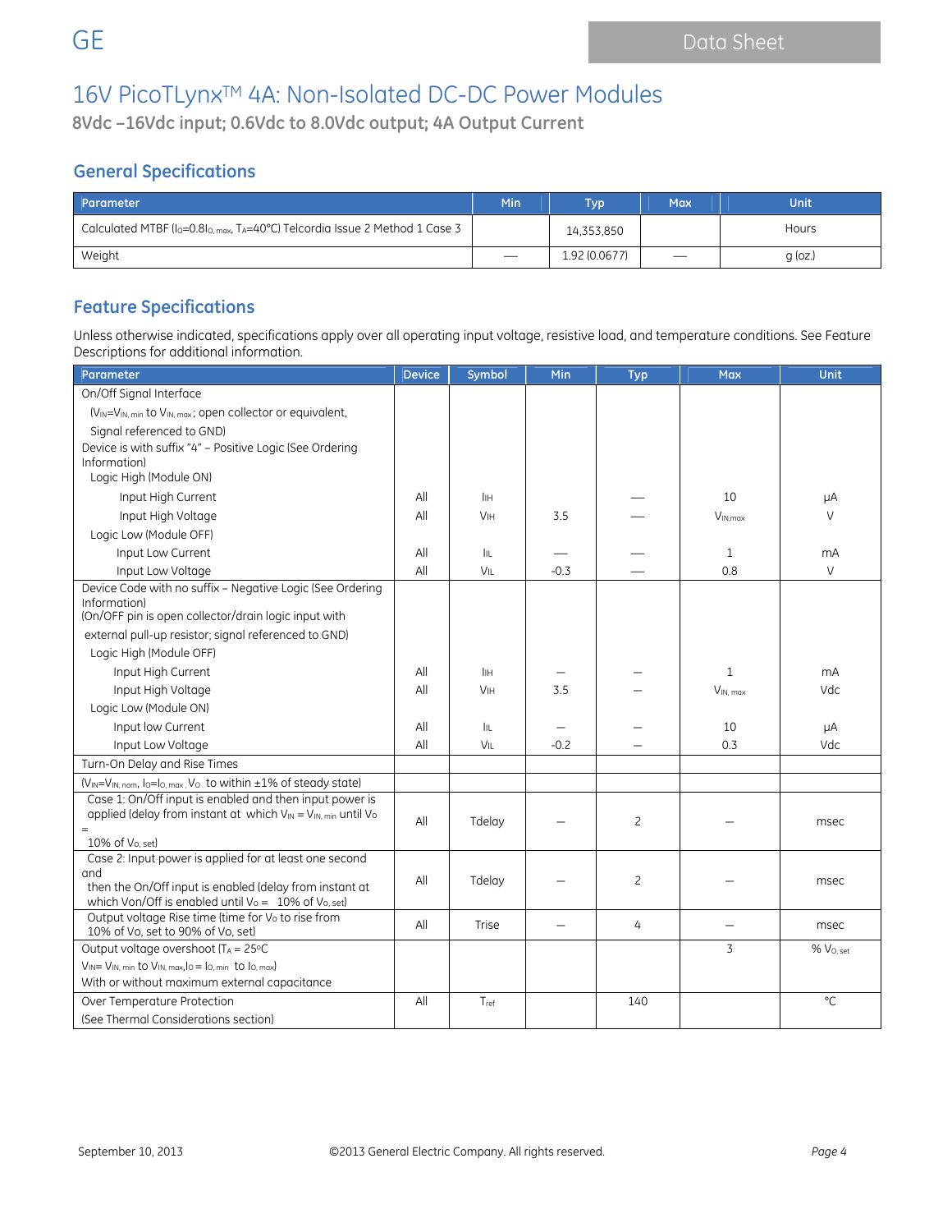# 16V PicoTLynx™ 4A: Non-Isolated DC-DC Power Modules

**8Vdc –16Vdc input; 0.6Vdc to 8.0Vdc output; 4A Output Current**

## General Specifications

| Parameter | Min | Typ | Max | Unit |
|---|---|---|---|---|
| Calculated MTBF ($I_O$=0.8$I_{O,\,max}$, $T_A$=40°C) Telcordia Issue 2 Method 1 Case 3 | | 14,353,850 | | Hours |
| Weight | — | 1.92 (0.0677) | — | g (oz.) |

## Feature Specifications

Unless otherwise indicated, specifications apply over all operating input voltage, resistive load, and temperature conditions. See Feature Descriptions for additional information.

| Parameter | Device | Symbol | Min | Typ | Max | Unit |
|---|---|---|---|---|---|---|
| On/Off Signal Interface | | | | | | |
| ($V_{IN}$=$V_{IN,\,min}$ to $V_{IN,\,max}$ ; open collector or equivalent, | | | | | | |
| Signal referenced to GND) | | | | | | |
| Device is with suffix "4" – Positive Logic (See Ordering Information) | | | | | | |
| Logic High (Module ON) | | | | | | |
| Input High Current | All | $I_{IH}$ | | — | 10 | µA |
| Input High Voltage | All | $V_{IH}$ | 3.5 | — | $V_{IN,max}$ | V |
| Logic Low (Module OFF) | | | | | | |
| Input Low Current | All | $I_{IL}$ | — | — | 1 | mA |
| Input Low Voltage | All | $V_{IL}$ | -0.3 | — | 0.8 | V |
| Device Code with no suffix – Negative Logic (See Ordering Information) (On/OFF pin is open collector/drain logic input with | | | | | | |
| external pull-up resistor; signal referenced to GND) | | | | | | |
| Logic High (Module OFF) | | | | | | |
| Input High Current | All | $I_{IH}$ | — | — | 1 | mA |
| Input High Voltage | All | $V_{IH}$ | 3.5 | — | $V_{IN,\,max}$ | Vdc |
| Logic Low (Module ON) | | | | | | |
| Input low Current | All | $I_{IL}$ | — | — | 10 | µA |
| Input Low Voltage | All | $V_{IL}$ | -0.2 | — | 0.3 | Vdc |
| Turn-On Delay and Rise Times | | | | | | |
| ($V_{IN}$=$V_{IN,\,nom}$, $I_O$=$I_{O,\,max}$ , $V_O$ to within ±1% of steady state) | | | | | | |
| Case 1: On/Off input is enabled and then input power is applied (delay from instant at which $V_{IN}$ = $V_{IN,\,min}$ until $V_O$ = 10% of $V_{O,\,set}$) | All | Tdelay | — | 2 | — | msec |
| Case 2: Input power is applied for at least one second and then the On/Off input is enabled (delay from instant at which Von/Off is enabled until $V_O$ = 10% of $V_{O,\,set}$) | All | Tdelay | — | 2 | — | msec |
| Output voltage Rise time (time for $V_O$ to rise from 10% of Vo, set to 90% of Vo, set) | All | Trise | — | 4 | — | msec |
| Output voltage overshoot ($T_A$ = 25°C $V_{IN}$= $V_{IN,\,min}$ to $V_{IN,\,max}$,$I_O$ = $I_{O,\,min}$ to $I_{O,\,max}$) With or without maximum external capacitance | | | | | 3 | % $V_{O,\,set}$ |
| Over Temperature Protection (See Thermal Considerations section) | All | $T_{ref}$ | | 140 | | °C |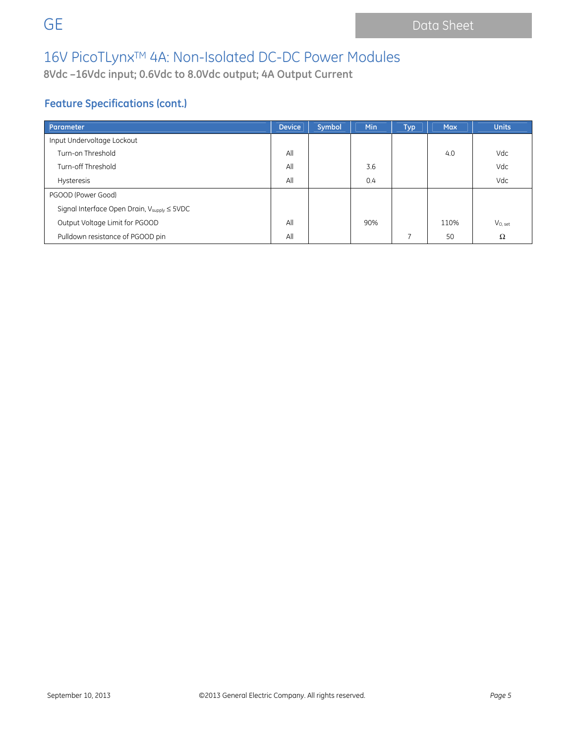# 16V PicoTLynx™ 4A: Non-Isolated DC-DC Power Modules

**8Vdc –16Vdc input; 0.6Vdc to 8.0Vdc output; 4A Output Current**

## Feature Specifications (cont.)

| Parameter | Device | Symbol | Min | Typ | Max | Units |
|---|---|---|---|---|---|---|
| Input Undervoltage Lockout | | | | | | |
| Turn-on Threshold | All | | | | 4.0 | Vdc |
| Turn-off Threshold | All | | 3.6 | | | Vdc |
| Hysteresis | All | | 0.4 | | | Vdc |
| PGOOD (Power Good) | | | | | | |
| Signal Interface Open Drain, $V_{supply} \leq$ 5VDC | | | | | | |
| Output Voltage Limit for PGOOD | All | | 90% | | 110% | $V_{O, set}$ |
| Pulldown resistance of PGOOD pin | All | | | 7 | 50 | Ω |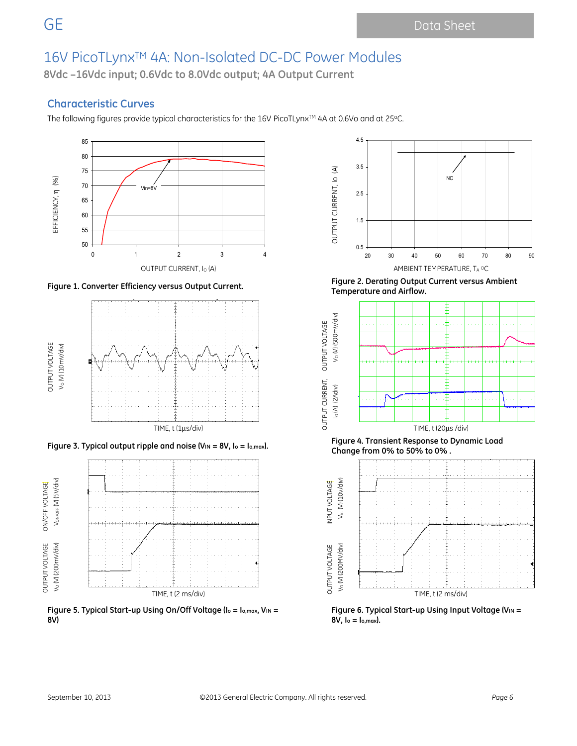## Characteristic Curves

The following figures provide typical characteristics for the 16V PicoTLynx™ 4A at 0.6Vo and at 25°C.

**Figure 1. Converter Efficiency versus Output Current.**

**Figure 2. Derating Output Current versus Ambient Temperature and Airflow.**

**Figure 3. Typical output ripple and noise ($V_{IN}$ = 8V, $I_o = I_{o,max}$).**

**Figure 4. Transient Response to Dynamic Load Change from 0% to 50% to 0% .**

**Figure 5. Typical Start-up Using On/Off Voltage ($I_o = I_{o,max}$, $V_{IN}$ = 8V)**

**Figure 6. Typical Start-up Using Input Voltage ($V_{IN}$ = 8V, $I_o = I_{o,max}$).**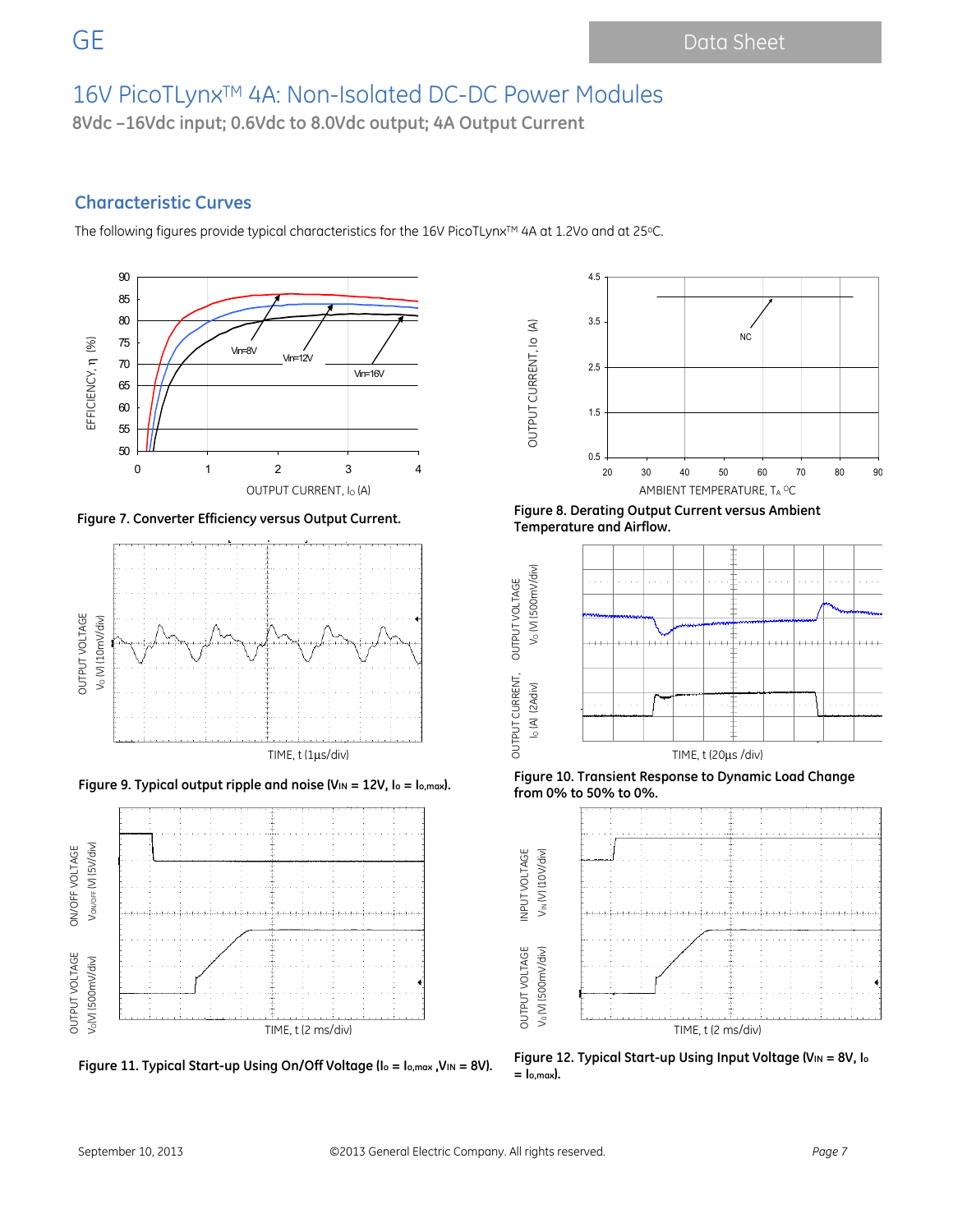## Characteristic Curves

The following figures provide typical characteristics for the 16V PicoTLynx™ 4A at 1.2Vo and at 25°C.

**Figure 7. Converter Efficiency versus Output Current.**

**Figure 8. Derating Output Current versus Ambient Temperature and Airflow.**

**Figure 9. Typical output ripple and noise ($V_{IN}$ = 12V, $I_o$ = $I_{o,max}$).**

**Figure 10. Transient Response to Dynamic Load Change from 0% to 50% to 0%.**

**Figure 11. Typical Start-up Using On/Off Voltage ($I_o$ = $I_{o,max}$ ,$V_{IN}$ = 8V).**

**Figure 12. Typical Start-up Using Input Voltage ($V_{IN}$ = 8V, $I_o$ = $I_{o,max}$).**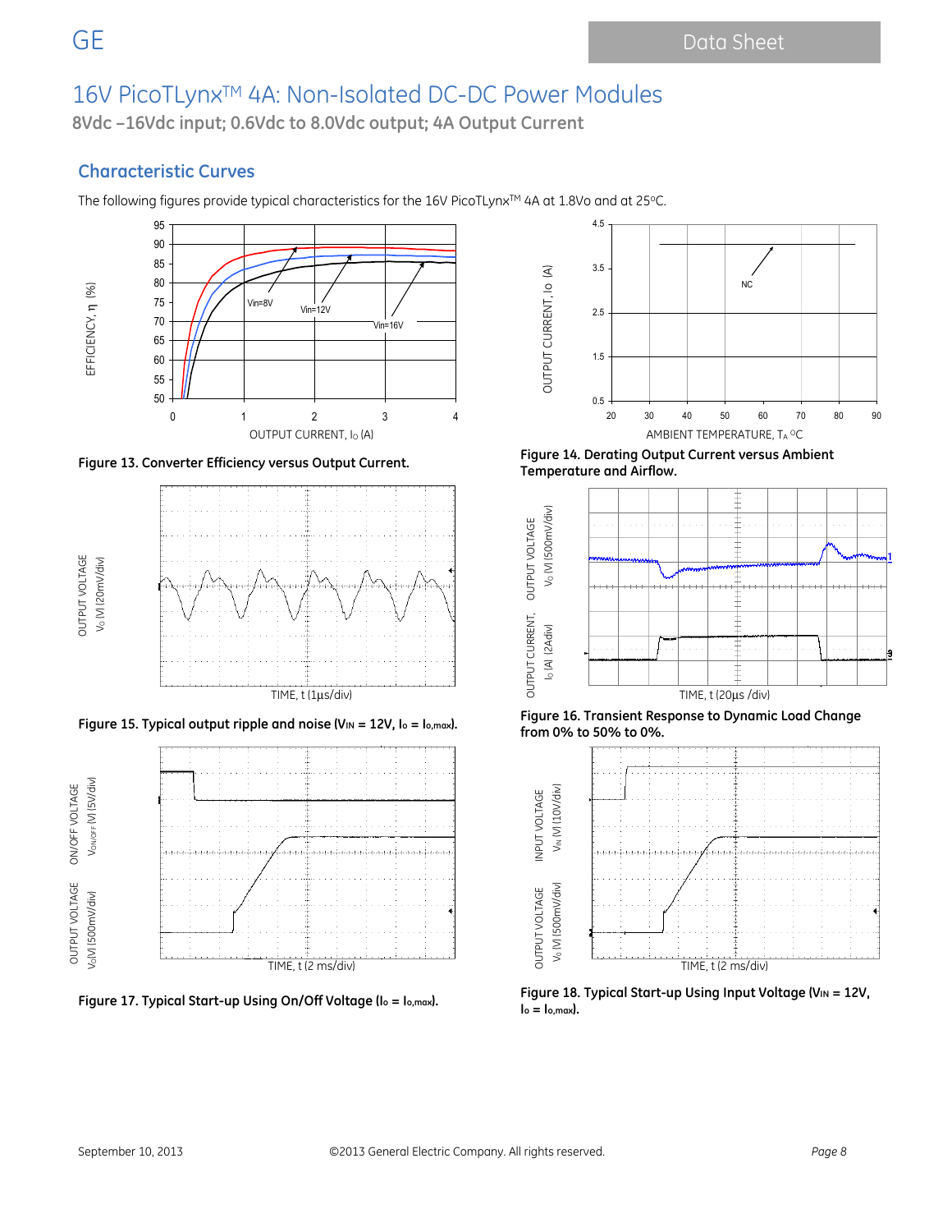## Characteristic Curves

The following figures provide typical characteristics for the 16V PicoTLynx[TM] 4A at 1.8Vo and at 25°C.

Figure 13. Converter Efficiency versus Output Current.

Figure 14. Derating Output Current versus Ambient Temperature and Airflow.

Figure 15. Typical output ripple and noise ($V_{IN}$ = 12V, $I_o$ = $I_{o,max}$).

Figure 16. Transient Response to Dynamic Load Change from 0% to 50% to 0%.

Figure 17. Typical Start-up Using On/Off Voltage ($I_o$ = $I_{o,max}$).

Figure 18. Typical Start-up Using Input Voltage ($V_{IN}$ = 12V, $I_o$ = $I_{o,max}$).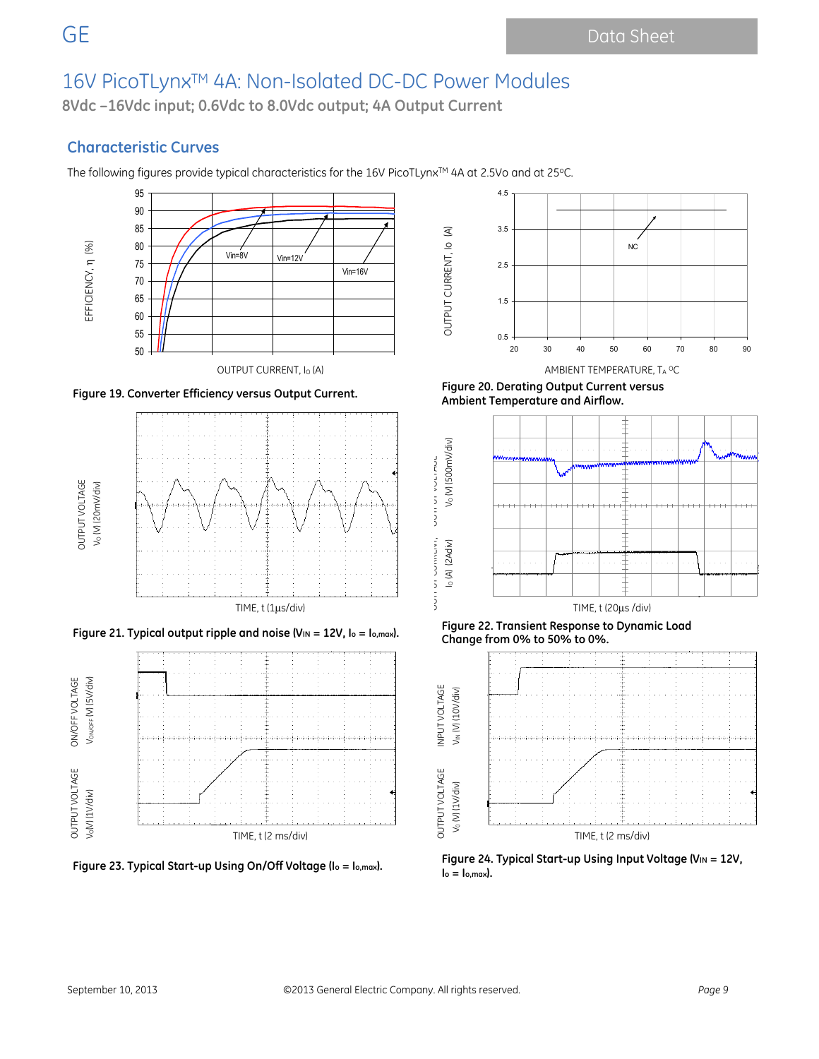## Characteristic Curves

The following figures provide typical characteristics for the 16V PicoTLynx™ 4A at 2.5Vo and at 25°C.

**Figure 19. Converter Efficiency versus Output Current.**

**Figure 20. Derating Output Current versus Ambient Temperature and Airflow.**

**Figure 21. Typical output ripple and noise ($V_{IN}$ = 12V, $I_o = I_{o,max}$).**

**Figure 22. Transient Response to Dynamic Load Change from 0% to 50% to 0%.**

**Figure 23. Typical Start-up Using On/Off Voltage ($I_o = I_{o,max}$).**

**Figure 24. Typical Start-up Using Input Voltage ($V_{IN}$ = 12V, $I_o = I_{o,max}$).**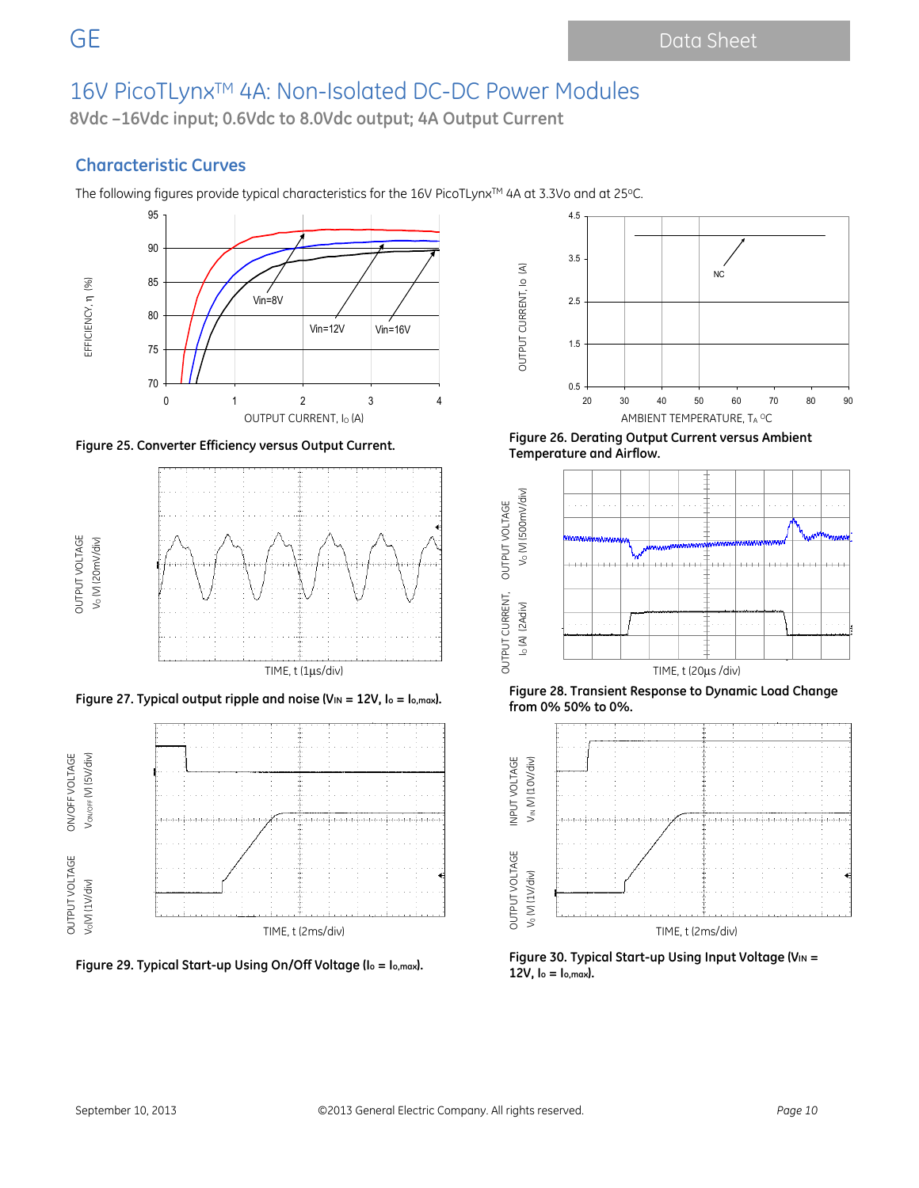## Characteristic Curves

The following figures provide typical characteristics for the 16V PicoTLynx™ 4A at 3.3Vo and at 25°C.

Figure 25. Converter Efficiency versus Output Current.

Figure 26. Derating Output Current versus Ambient Temperature and Airflow.

Figure 27. Typical output ripple and noise ($V_{IN}$ = 12V, $I_o$ = $I_{o,max}$).

Figure 28. Transient Response to Dynamic Load Change from 0% 50% to 0%.

Figure 29. Typical Start-up Using On/Off Voltage ($I_o$ = $I_{o,max}$).

Figure 30. Typical Start-up Using Input Voltage ($V_{IN}$ = 12V, $I_o$ = $I_{o,max}$).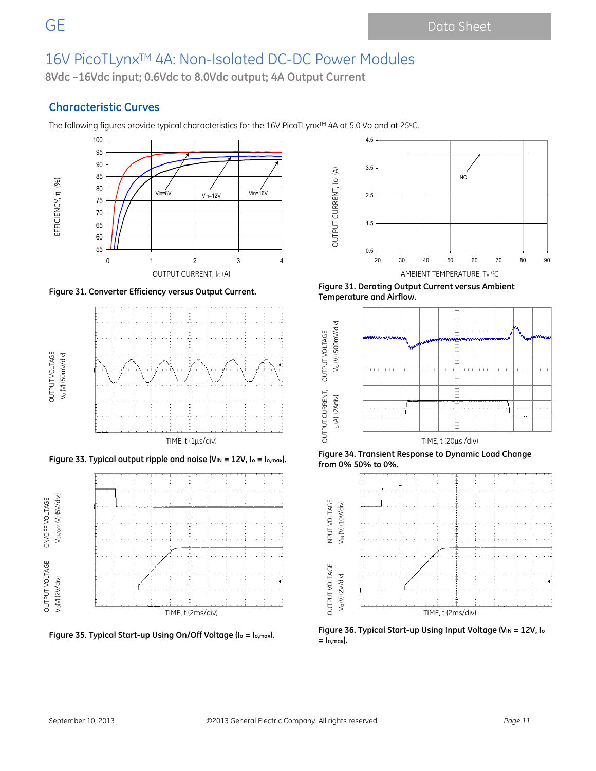# 16V PicoTLynx™ 4A: Non-Isolated DC-DC Power Modules

**8Vdc –16Vdc input; 0.6Vdc to 8.0Vdc output; 4A Output Current**

## Characteristic Curves

The following figures provide typical characteristics for the 16V PicoTLynx™ 4A at 5.0 Vo and at 25ºC.

**Figure 31. Converter Efficiency versus Output Current.**

**Figure 31. Derating Output Current versus Ambient Temperature and Airflow.**

**Figure 33. Typical output ripple and noise ($V_{IN}$ = 12V, $I_o$ = $I_{o,max}$).**

**Figure 34. Transient Response to Dynamic Load Change from 0% 50% to 0%.**

**Figure 35. Typical Start-up Using On/Off Voltage ($I_o$ = $I_{o,max}$).**

**Figure 36. Typical Start-up Using Input Voltage ($V_{IN}$ = 12V, $I_o$ = $I_{o,max}$).**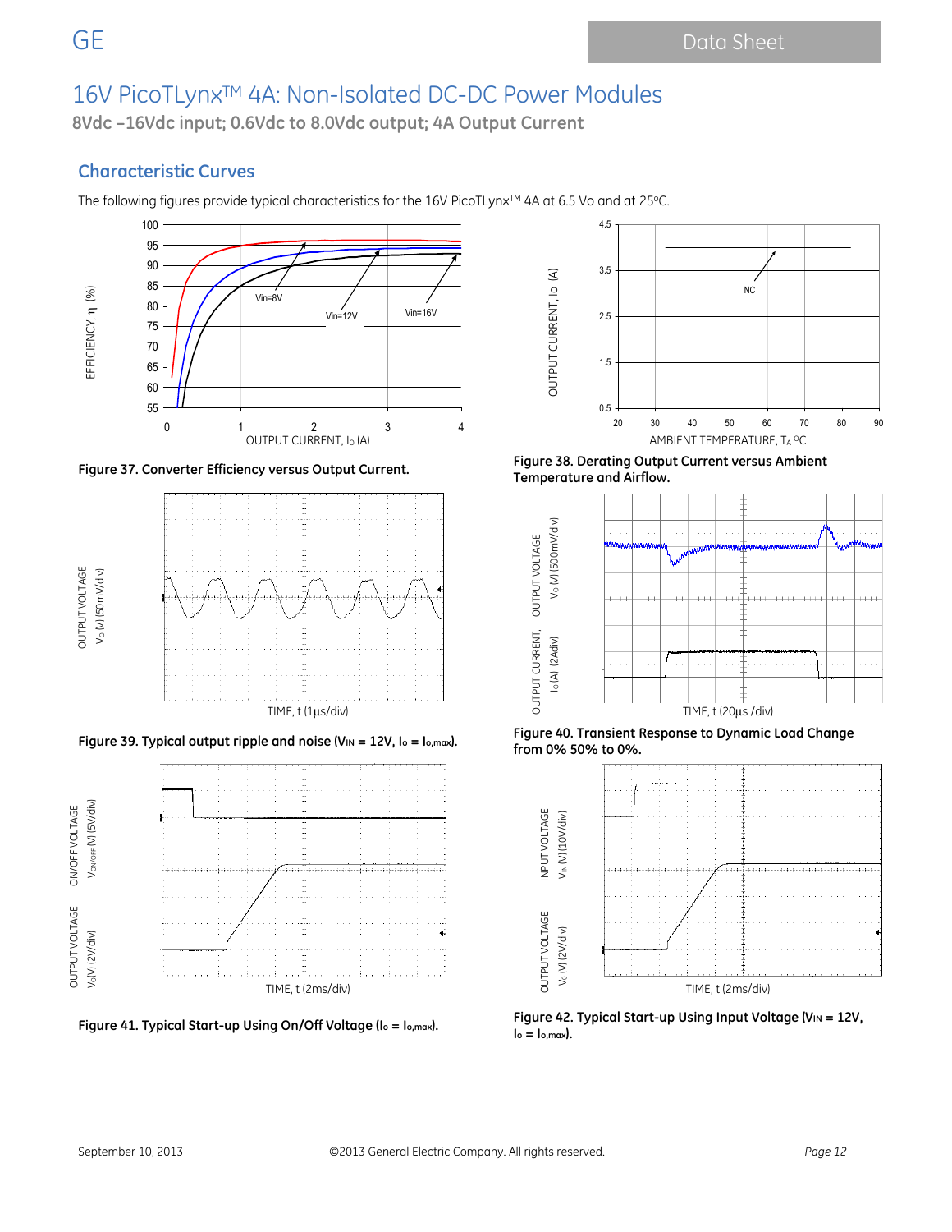# 16V PicoTLynx™ 4A: Non-Isolated DC-DC Power Modules

**8Vdc –16Vdc input; 0.6Vdc to 8.0Vdc output; 4A Output Current**

## Characteristic Curves

The following figures provide typical characteristics for the 16V PicoTLynx™ 4A at 6.5 Vo and at 25ºC.

**Figure 37. Converter Efficiency versus Output Current.**

**Figure 38. Derating Output Current versus Ambient Temperature and Airflow.**

**Figure 39. Typical output ripple and noise ($V_{IN}$ = 12V, $I_o = I_{o,max}$).**

**Figure 40. Transient Response to Dynamic Load Change from 0% 50% to 0%.**

**Figure 41. Typical Start-up Using On/Off Voltage ($I_o = I_{o,max}$).**

**Figure 42. Typical Start-up Using Input Voltage ($V_{IN}$ = 12V, $I_o = I_{o,max}$).**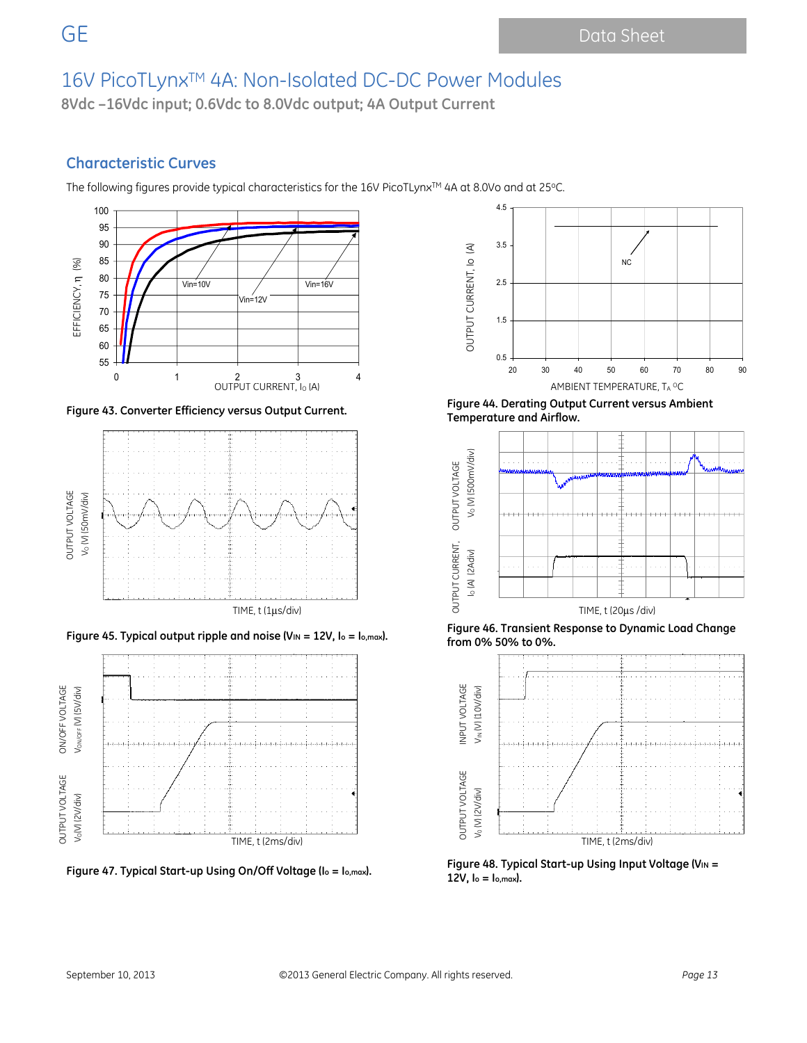## Characteristic Curves

The following figures provide typical characteristics for the 16V PicoTLynx™ 4A at 8.0Vo and at 25ºC.

**Figure 43. Converter Efficiency versus Output Current.**

**Figure 44. Derating Output Current versus Ambient Temperature and Airflow.**

**Figure 45. Typical output ripple and noise ($V_{IN}$ = 12V, $I_o = I_{o,max}$).**

**Figure 46. Transient Response to Dynamic Load Change from 0% 50% to 0%.**

**Figure 47. Typical Start-up Using On/Off Voltage ($I_o = I_{o,max}$).**

**Figure 48. Typical Start-up Using Input Voltage ($V_{IN}$ = 12V, $I_o = I_{o,max}$).**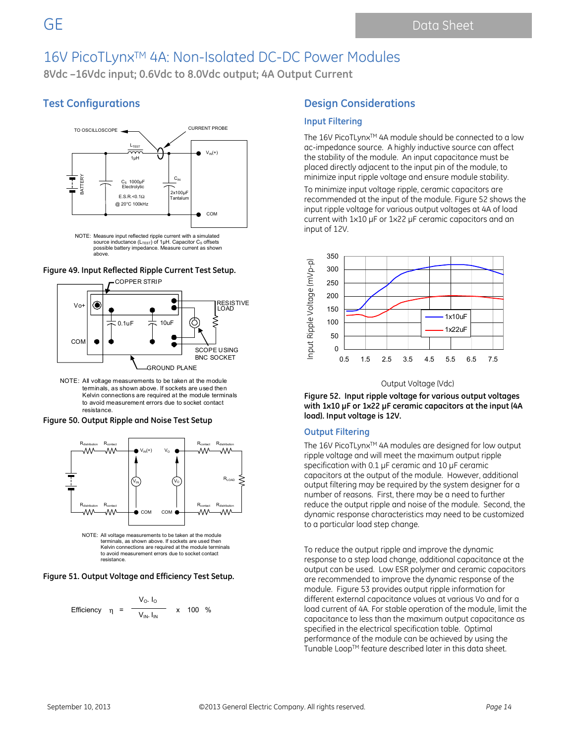# 16V PicoTLynx™ 4A: Non-Isolated DC-DC Power Modules

**8Vdc –16Vdc input; 0.6Vdc to 8.0Vdc output; 4A Output Current**

## Test Configurations

NOTE: Measure input reflected ripple current with a simulated source inductance ($L_{TEST}$) of 1μH. Capacitor $C_S$ offsets possible battery impedance. Measure current as shown above.

**Figure 49. Input Reflected Ripple Current Test Setup.**

NOTE: All voltage measurements to be taken at the module terminals, as shown above. If sockets are used then Kelvin connections are required at the module terminals to avoid measurement errors due to socket contact resistance.

**Figure 50. Output Ripple and Noise Test Setup**

NOTE: All voltage measurements to be taken at the module terminals, as shown above. If sockets are used then Kelvin connections are required at the module terminals to avoid measurement errors due to socket contact resistance.

**Figure 51. Output Voltage and Efficiency Test Setup.**

$$\text{Efficiency} \quad \eta = \frac{V_O \cdot I_O}{V_{IN} \cdot I_{IN}} \times 100 \quad \%$$

## Design Considerations

### Input Filtering

The 16V PicoTLynx™ 4A module should be connected to a low ac-impedance source. A highly inductive source can affect the stability of the module. An input capacitance must be placed directly adjacent to the input pin of the module, to minimize input ripple voltage and ensure module stability.

To minimize input voltage ripple, ceramic capacitors are recommended at the input of the module. Figure 52 shows the input ripple voltage for various output voltages at 4A of load current with 1x10 µF or 1x22 µF ceramic capacitors and an input of 12V.

**Figure 52. Input ripple voltage for various output voltages with 1x10 µF or 1x22 µF ceramic capacitors at the input (4A load). Input voltage is 12V.**

### Output Filtering

The 16V PicoTLynx™ 4A modules are designed for low output ripple voltage and will meet the maximum output ripple specification with 0.1 µF ceramic and 10 µF ceramic capacitors at the output of the module. However, additional output filtering may be required by the system designer for a number of reasons. First, there may be a need to further reduce the output ripple and noise of the module. Second, the dynamic response characteristics may need to be customized to a particular load step change.

To reduce the output ripple and improve the dynamic response to a step load change, additional capacitance at the output can be used. Low ESR polymer and ceramic capacitors are recommended to improve the dynamic response of the module. Figure 53 provides output ripple information for different external capacitance values at various Vo and for a load current of 4A. For stable operation of the module, limit the capacitance to less than the maximum output capacitance as specified in the electrical specification table. Optimal performance of the module can be achieved by using the Tunable Loop™ feature described later in this data sheet.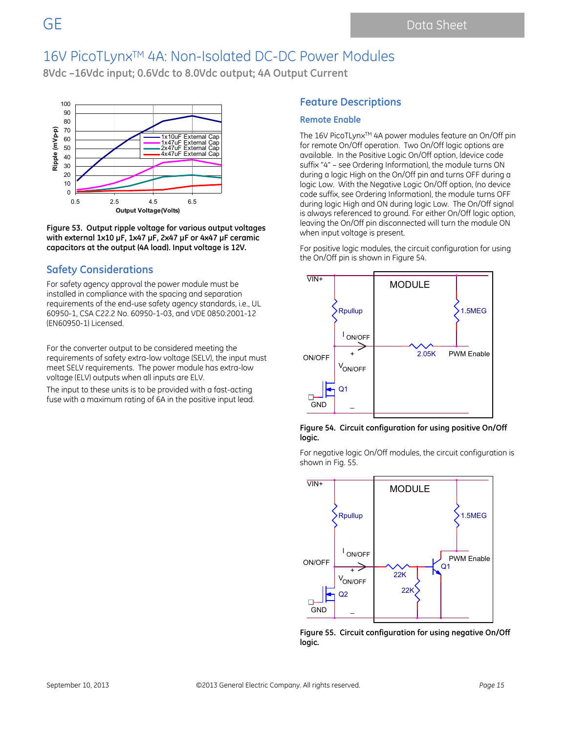# 16V PicoTLynx™ 4A: Non-Isolated DC-DC Power Modules

**8Vdc –16Vdc input; 0.6Vdc to 8.0Vdc output; 4A Output Current**

**Figure 53. Output ripple voltage for various output voltages with external 1x10 µF, 1x47 µF, 2x47 µF or 4x47 µF ceramic capacitors at the output (4A load). Input voltage is 12V.**

## Safety Considerations

For safety agency approval the power module must be installed in compliance with the spacing and separation requirements of the end-use safety agency standards, i.e., UL 60950-1, CSA C22.2 No. 60950-1-03, and VDE 0850:2001-12 (EN60950-1) Licensed.

For the converter output to be considered meeting the requirements of safety extra-low voltage (SELV), the input must meet SELV requirements. The power module has extra-low voltage (ELV) outputs when all inputs are ELV.

The input to these units is to be provided with a fast-acting fuse with a maximum rating of 6A in the positive input lead.

## Feature Descriptions

### Remote Enable

The 16V PicoTLynx™ 4A power modules feature an On/Off pin for remote On/Off operation. Two On/Off logic options are available. In the Positive Logic On/Off option, (device code suffix "4" – see Ordering Information), the module turns ON during a logic High on the On/Off pin and turns OFF during a logic Low. With the Negative Logic On/Off option, (no device code suffix, see Ordering Information), the module turns OFF during logic High and ON during logic Low. The On/Off signal is always referenced to ground. For either On/Off logic option, leaving the On/Off pin disconnected will turn the module ON when input voltage is present.

For positive logic modules, the circuit configuration for using the On/Off pin is shown in Figure 54.

**Figure 54. Circuit configuration for using positive On/Off logic.**

For negative logic On/Off modules, the circuit configuration is shown in Fig. 55.

**Figure 55. Circuit configuration for using negative On/Off logic.**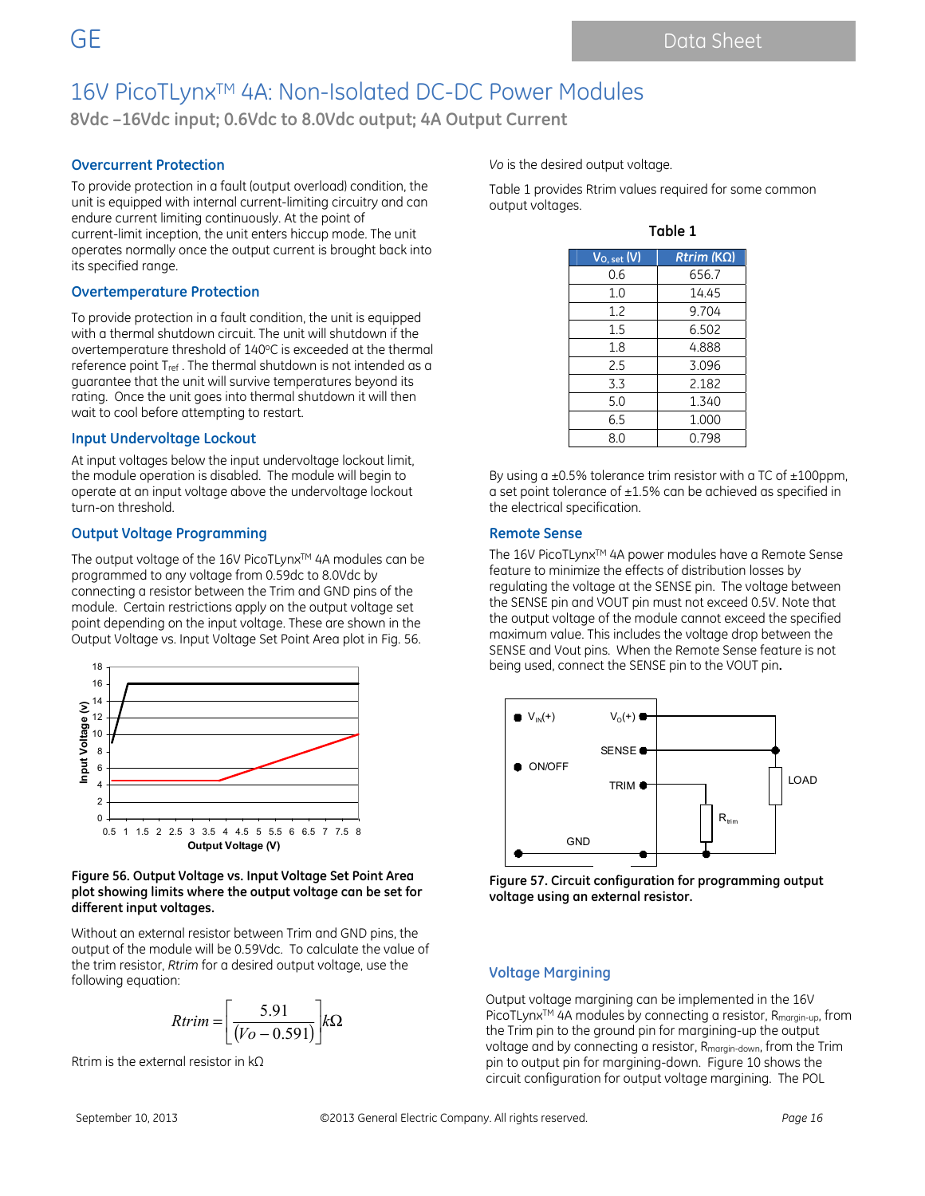# 16V PicoTLynx™ 4A: Non-Isolated DC-DC Power Modules

**8Vdc –16Vdc input; 0.6Vdc to 8.0Vdc output; 4A Output Current**

### Overcurrent Protection

To provide protection in a fault (output overload) condition, the unit is equipped with internal current-limiting circuitry and can endure current limiting continuously. At the point of current-limit inception, the unit enters hiccup mode. The unit operates normally once the output current is brought back into its specified range.

### Overtemperature Protection

To provide protection in a fault condition, the unit is equipped with a thermal shutdown circuit. The unit will shutdown if the overtemperature threshold of 140°C is exceeded at the thermal reference point $T_{ref}$ . The thermal shutdown is not intended as a guarantee that the unit will survive temperatures beyond its rating. Once the unit goes into thermal shutdown it will then wait to cool before attempting to restart.

### Input Undervoltage Lockout

At input voltages below the input undervoltage lockout limit, the module operation is disabled. The module will begin to operate at an input voltage above the undervoltage lockout turn-on threshold.

### Output Voltage Programming

The output voltage of the 16V PicoTLynx™ 4A modules can be programmed to any voltage from 0.59dc to 8.0Vdc by connecting a resistor between the Trim and GND pins of the module. Certain restrictions apply on the output voltage set point depending on the input voltage. These are shown in the Output Voltage vs. Input Voltage Set Point Area plot in Fig. 56.

**Figure 56. Output Voltage vs. Input Voltage Set Point Area plot showing limits where the output voltage can be set for different input voltages.**

Without an external resistor between Trim and GND pins, the output of the module will be 0.59Vdc. To calculate the value of the trim resistor, *Rtrim* for a desired output voltage, use the following equation:

$$Rtrim = \left[\frac{5.91}{(Vo - 0.591)}\right] k\Omega$$

Rtrim is the external resistor in kΩ

*Vo* is the desired output voltage.

Table 1 provides Rtrim values required for some common output voltages.

**Table 1**

| $V_{O, set}$ (V) | *Rtrim* (KΩ) |
|---|---|
| 0.6 | 656.7 |
| 1.0 | 14.45 |
| 1.2 | 9.704 |
| 1.5 | 6.502 |
| 1.8 | 4.888 |
| 2.5 | 3.096 |
| 3.3 | 2.182 |
| 5.0 | 1.340 |
| 6.5 | 1.000 |
| 8.0 | 0.798 |

By using a ±0.5% tolerance trim resistor with a TC of ±100ppm, a set point tolerance of ±1.5% can be achieved as specified in the electrical specification.

### Remote Sense

The 16V PicoTLynx™ 4A power modules have a Remote Sense feature to minimize the effects of distribution losses by regulating the voltage at the SENSE pin. The voltage between the SENSE pin and VOUT pin must not exceed 0.5V. Note that the output voltage of the module cannot exceed the specified maximum value. This includes the voltage drop between the SENSE and Vout pins. When the Remote Sense feature is not being used, connect the SENSE pin to the VOUT pin**.**

**Figure 57. Circuit configuration for programming output voltage using an external resistor.**

### Voltage Margining

Output voltage margining can be implemented in the 16V PicoTLynx™ 4A modules by connecting a resistor, $R_{margin-up}$, from the Trim pin to the ground pin for margining-up the output voltage and by connecting a resistor, $R_{margin-down}$, from the Trim pin to output pin for margining-down. Figure 10 shows the circuit configuration for output voltage margining. The POL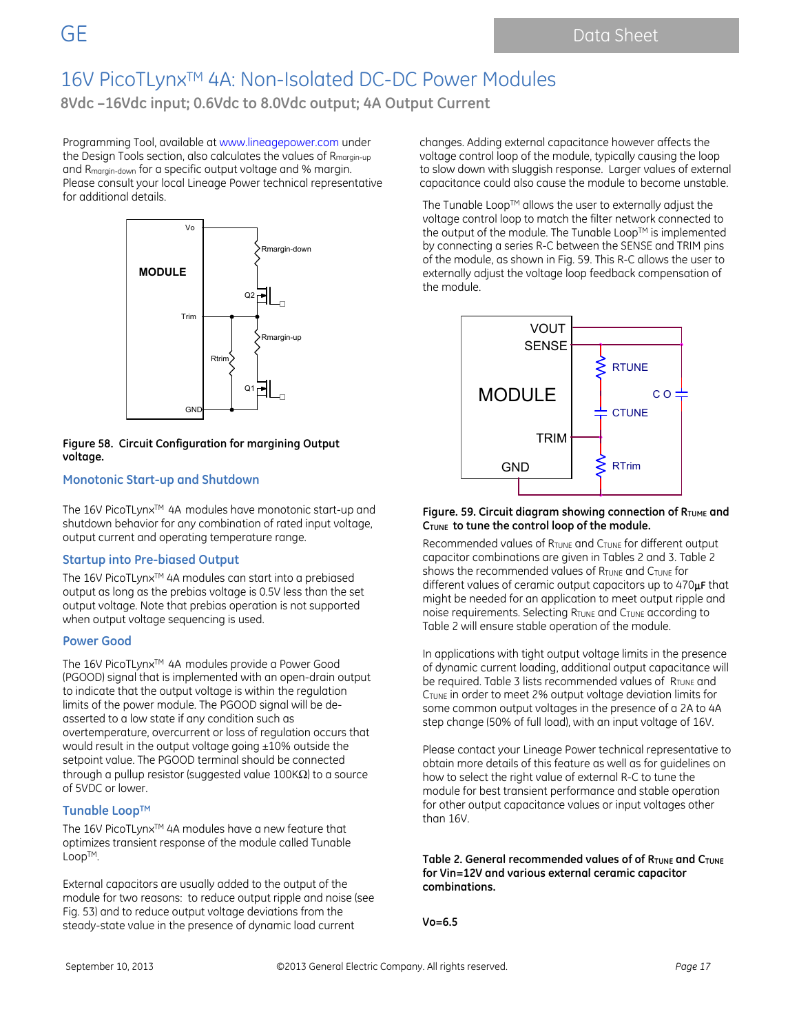Programming Tool, available at www.lineagepower.com under the Design Tools section, also calculates the values of $R_{margin-up}$ and $R_{margin-down}$ for a specific output voltage and % margin. Please consult your local Lineage Power technical representative for additional details.

**Figure 58. Circuit Configuration for margining Output voltage.**

## Monotonic Start-up and Shutdown

The 16V PicoTLynx[TM] 4A modules have monotonic start-up and shutdown behavior for any combination of rated input voltage, output current and operating temperature range.

## Startup into Pre-biased Output

The 16V PicoTLynx[TM] 4A modules can start into a prebiased output as long as the prebias voltage is 0.5V less than the set output voltage. Note that prebias operation is not supported when output voltage sequencing is used.

## Power Good

The 16V PicoTLynx[TM] 4A modules provide a Power Good (PGOOD) signal that is implemented with an open-drain output to indicate that the output voltage is within the regulation limits of the power module. The PGOOD signal will be de-asserted to a low state if any condition such as overtemperature, overcurrent or loss of regulation occurs that would result in the output voltage going ±10% outside the setpoint value. The PGOOD terminal should be connected through a pullup resistor (suggested value 100KΩ) to a source of 5VDC or lower.

## Tunable Loop[TM]

The 16V PicoTLynx[TM] 4A modules have a new feature that optimizes transient response of the module called Tunable Loop[TM].

External capacitors are usually added to the output of the module for two reasons: to reduce output ripple and noise (see Fig. 53) and to reduce output voltage deviations from the steady-state value in the presence of dynamic load current changes. Adding external capacitance however affects the voltage control loop of the module, typically causing the loop to slow down with sluggish response. Larger values of external capacitance could also cause the module to become unstable.

The Tunable Loop[TM] allows the user to externally adjust the voltage control loop to match the filter network connected to the output of the module. The Tunable Loop[TM] is implemented by connecting a series R-C between the SENSE and TRIM pins of the module, as shown in Fig. 59. This R-C allows the user to externally adjust the voltage loop feedback compensation of the module.

**Figure. 59. Circuit diagram showing connection of $R_{TUME}$ and $C_{TUNE}$ to tune the control loop of the module.**

Recommended values of $R_{TUNE}$ and $C_{TUNE}$ for different output capacitor combinations are given in Tables 2 and 3. Table 2 shows the recommended values of $R_{TUNE}$ and $C_{TUNE}$ for different values of ceramic output capacitors up to 470μF that might be needed for an application to meet output ripple and noise requirements. Selecting $R_{TUNE}$ and $C_{TUNE}$ according to Table 2 will ensure stable operation of the module.

In applications with tight output voltage limits in the presence of dynamic current loading, additional output capacitance will be required. Table 3 lists recommended values of $R_{TUNE}$ and $C_{TUNE}$ in order to meet 2% output voltage deviation limits for some common output voltages in the presence of a 2A to 4A step change (50% of full load), with an input voltage of 16V.

Please contact your Lineage Power technical representative to obtain more details of this feature as well as for guidelines on how to select the right value of external R-C to tune the module for best transient performance and stable operation for other output capacitance values or input voltages other than 16V.

**Table 2. General recommended values of of $R_{TUNE}$ and $C_{TUNE}$ for Vin=12V and various external ceramic capacitor combinations.**

**Vo=6.5**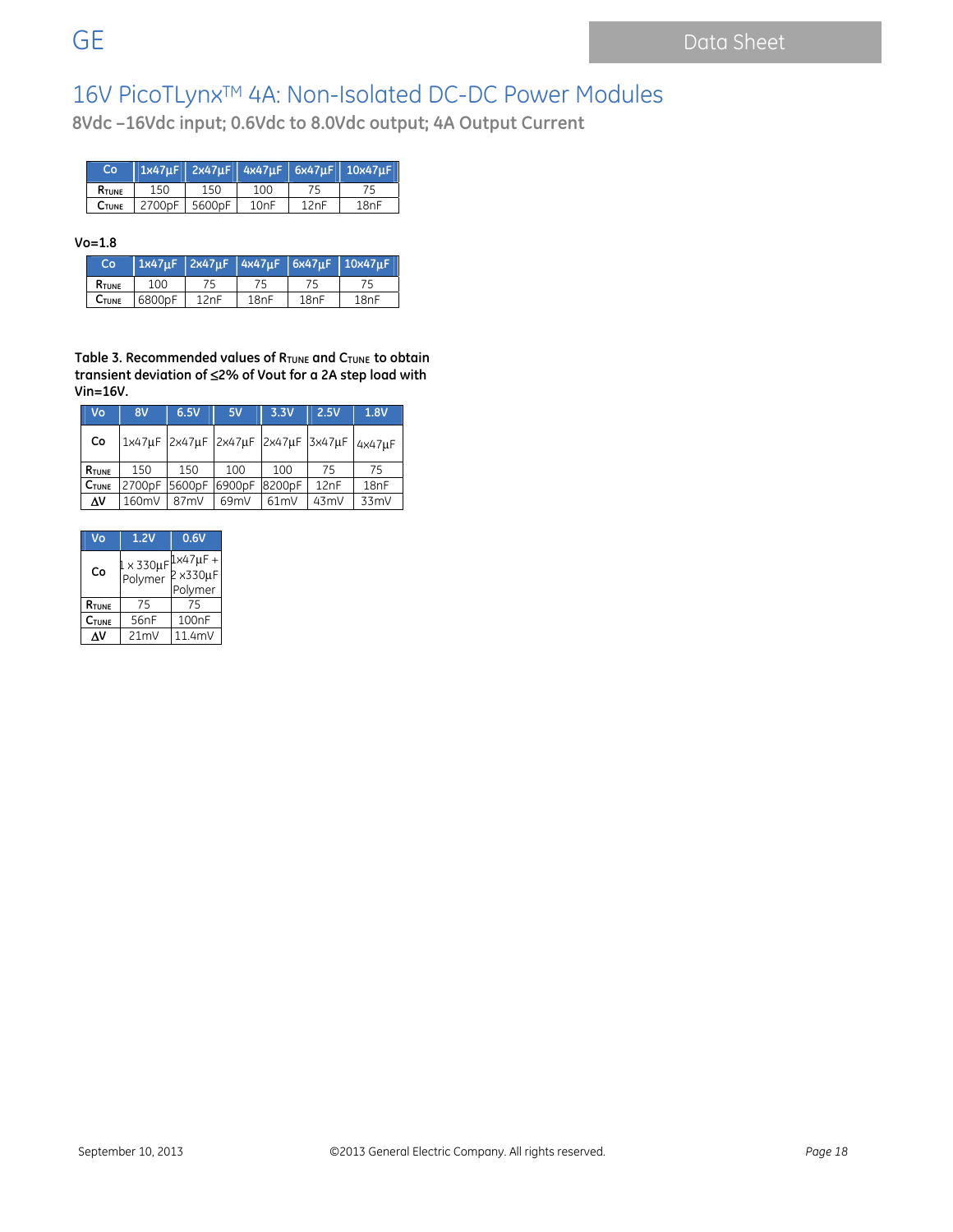| Co | 1x47μF | 2x47μF | 4x47μF | 6x47μF | 10x47μF |
|---|---|---|---|---|---|
| $R_{TUNE}$ | 150 | 150 | 100 | 75 | 75 |
| $C_{TUNE}$ | 2700pF | 5600pF | 10nF | 12nF | 18nF |

**Vo=1.8**

| Co | 1x47μF | 2x47μF | 4x47μF | 6x47μF | 10x47μF |
|---|---|---|---|---|---|
| $R_{TUNE}$ | 100 | 75 | 75 | 75 | 75 |
| $C_{TUNE}$ | 6800pF | 12nF | 18nF | 18nF | 18nF |

**Table 3. Recommended values of $R_{TUNE}$ and $C_{TUNE}$ to obtain transient deviation of ≤2% of Vout for a 2A step load with Vin=16V.**

| Vo | 8V | 6.5V | 5V | 3.3V | 2.5V | 1.8V |
|---|---|---|---|---|---|---|
| Co | 1x47μF | 2x47μF | 2x47μF | 2x47μF | 3x47μF | 4x47μF |
| $R_{TUNE}$ | 150 | 150 | 100 | 100 | 75 | 75 |
| $C_{TUNE}$ | 2700pF | 5600pF | 6900pF | 8200pF | 12nF | 18nF |
| ΔV | 160mV | 87mV | 69mV | 61mV | 43mV | 33mV |

| Vo | 1.2V | 0.6V |
|---|---|---|
| Co | 1 x 330μF Polymer | 1x47μF + 2 x330μF Polymer |
| $R_{TUNE}$ | 75 | 75 |
| $C_{TUNE}$ | 56nF | 100nF |
| ΔV | 21mV | 11.4mV |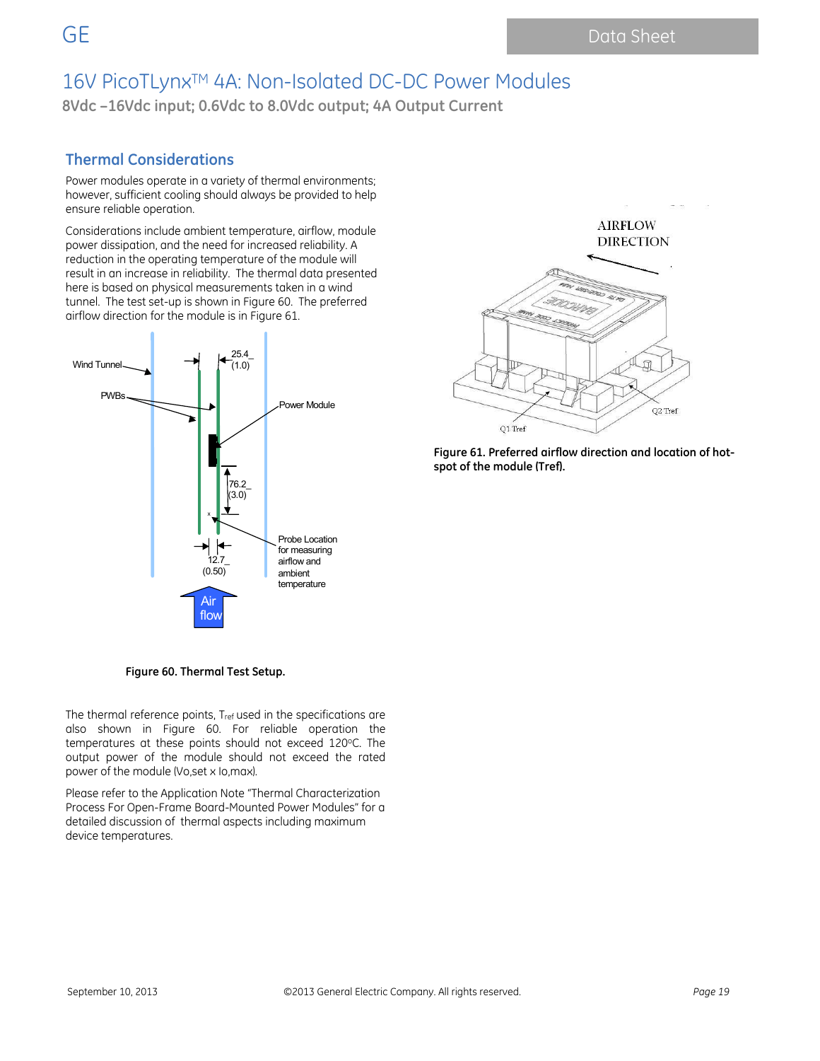## Thermal Considerations

Power modules operate in a variety of thermal environments; however, sufficient cooling should always be provided to help ensure reliable operation.

Considerations include ambient temperature, airflow, module power dissipation, and the need for increased reliability. A reduction in the operating temperature of the module will result in an increase in reliability. The thermal data presented here is based on physical measurements taken in a wind tunnel. The test set-up is shown in Figure 60. The preferred airflow direction for the module is in Figure 61.

**Figure 60. Thermal Test Setup.**

**Figure 61. Preferred airflow direction and location of hot-spot of the module (Tref).**

The thermal reference points, $T_{ref}$ used in the specifications are also shown in Figure 60. For reliable operation the temperatures at these points should not exceed 120°C. The output power of the module should not exceed the rated power of the module ($V_{o,set}$ x $I_{o,max}$).

Please refer to the Application Note "Thermal Characterization Process For Open-Frame Board-Mounted Power Modules" for a detailed discussion of thermal aspects including maximum device temperatures.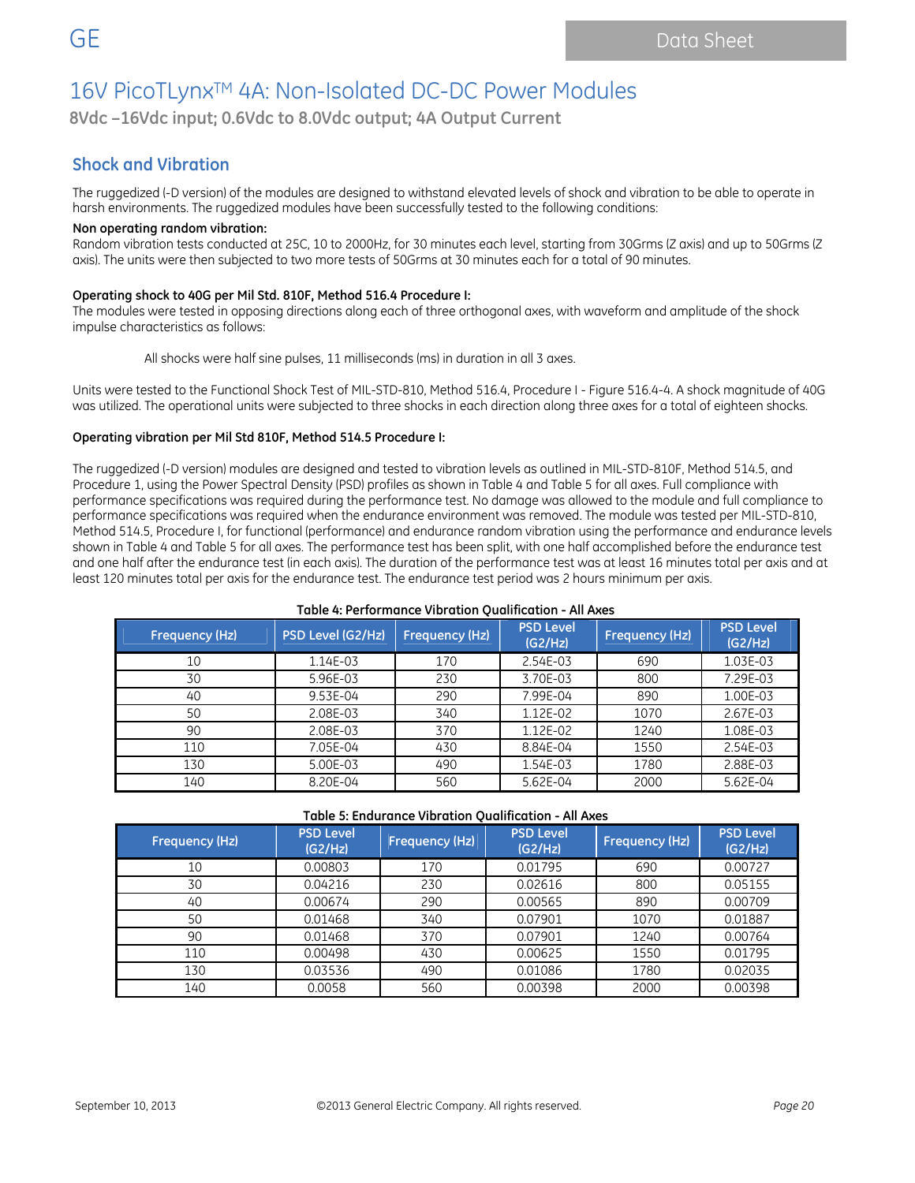# 16V PicoTLynx™ 4A: Non-Isolated DC-DC Power Modules

**8Vdc –16Vdc input; 0.6Vdc to 8.0Vdc output; 4A Output Current**

## Shock and Vibration

The ruggedized (-D version) of the modules are designed to withstand elevated levels of shock and vibration to be able to operate in harsh environments. The ruggedized modules have been successfully tested to the following conditions:

**Non operating random vibration:**
Random vibration tests conducted at 25C, 10 to 2000Hz, for 30 minutes each level, starting from 30Grms (Z axis) and up to 50Grms (Z axis). The units were then subjected to two more tests of 50Grms at 30 minutes each for a total of 90 minutes.

**Operating shock to 40G per Mil Std. 810F, Method 516.4 Procedure I:**
The modules were tested in opposing directions along each of three orthogonal axes, with waveform and amplitude of the shock impulse characteristics as follows:

All shocks were half sine pulses, 11 milliseconds (ms) in duration in all 3 axes.

Units were tested to the Functional Shock Test of MIL-STD-810, Method 516.4, Procedure I - Figure 516.4-4. A shock magnitude of 40G was utilized. The operational units were subjected to three shocks in each direction along three axes for a total of eighteen shocks.

**Operating vibration per Mil Std 810F, Method 514.5 Procedure I:**

The ruggedized (-D version) modules are designed and tested to vibration levels as outlined in MIL-STD-810F, Method 514.5, and Procedure 1, using the Power Spectral Density (PSD) profiles as shown in Table 4 and Table 5 for all axes. Full compliance with performance specifications was required during the performance test. No damage was allowed to the module and full compliance to performance specifications was required when the endurance environment was removed. The module was tested per MIL-STD-810, Method 514.5, Procedure I, for functional (performance) and endurance random vibration using the performance and endurance levels shown in Table 4 and Table 5 for all axes. The performance test has been split, with one half accomplished before the endurance test and one half after the endurance test (in each axis). The duration of the performance test was at least 16 minutes total per axis and at least 120 minutes total per axis for the endurance test. The endurance test period was 2 hours minimum per axis.

**Table 4: Performance Vibration Qualification - All Axes**

| Frequency (Hz) | PSD Level (G2/Hz) | Frequency (Hz) | PSD Level (G2/Hz) | Frequency (Hz) | PSD Level (G2/Hz) |
|---|---|---|---|---|---|
| 10 | 1.14E-03 | 170 | 2.54E-03 | 690 | 1.03E-03 |
| 30 | 5.96E-03 | 230 | 3.70E-03 | 800 | 7.29E-03 |
| 40 | 9.53E-04 | 290 | 7.99E-04 | 890 | 1.00E-03 |
| 50 | 2.08E-03 | 340 | 1.12E-02 | 1070 | 2.67E-03 |
| 90 | 2.08E-03 | 370 | 1.12E-02 | 1240 | 1.08E-03 |
| 110 | 7.05E-04 | 430 | 8.84E-04 | 1550 | 2.54E-03 |
| 130 | 5.00E-03 | 490 | 1.54E-03 | 1780 | 2.88E-03 |
| 140 | 8.20E-04 | 560 | 5.62E-04 | 2000 | 5.62E-04 |

**Table 5: Endurance Vibration Qualification - All Axes**

| Frequency (Hz) | PSD Level (G2/Hz) | Frequency (Hz) | PSD Level (G2/Hz) | Frequency (Hz) | PSD Level (G2/Hz) |
|---|---|---|---|---|---|
| 10 | 0.00803 | 170 | 0.01795 | 690 | 0.00727 |
| 30 | 0.04216 | 230 | 0.02616 | 800 | 0.05155 |
| 40 | 0.00674 | 290 | 0.00565 | 890 | 0.00709 |
| 50 | 0.01468 | 340 | 0.07901 | 1070 | 0.01887 |
| 90 | 0.01468 | 370 | 0.07901 | 1240 | 0.00764 |
| 110 | 0.00498 | 430 | 0.00625 | 1550 | 0.01795 |
| 130 | 0.03536 | 490 | 0.01086 | 1780 | 0.02035 |
| 140 | 0.0058 | 560 | 0.00398 | 2000 | 0.00398 |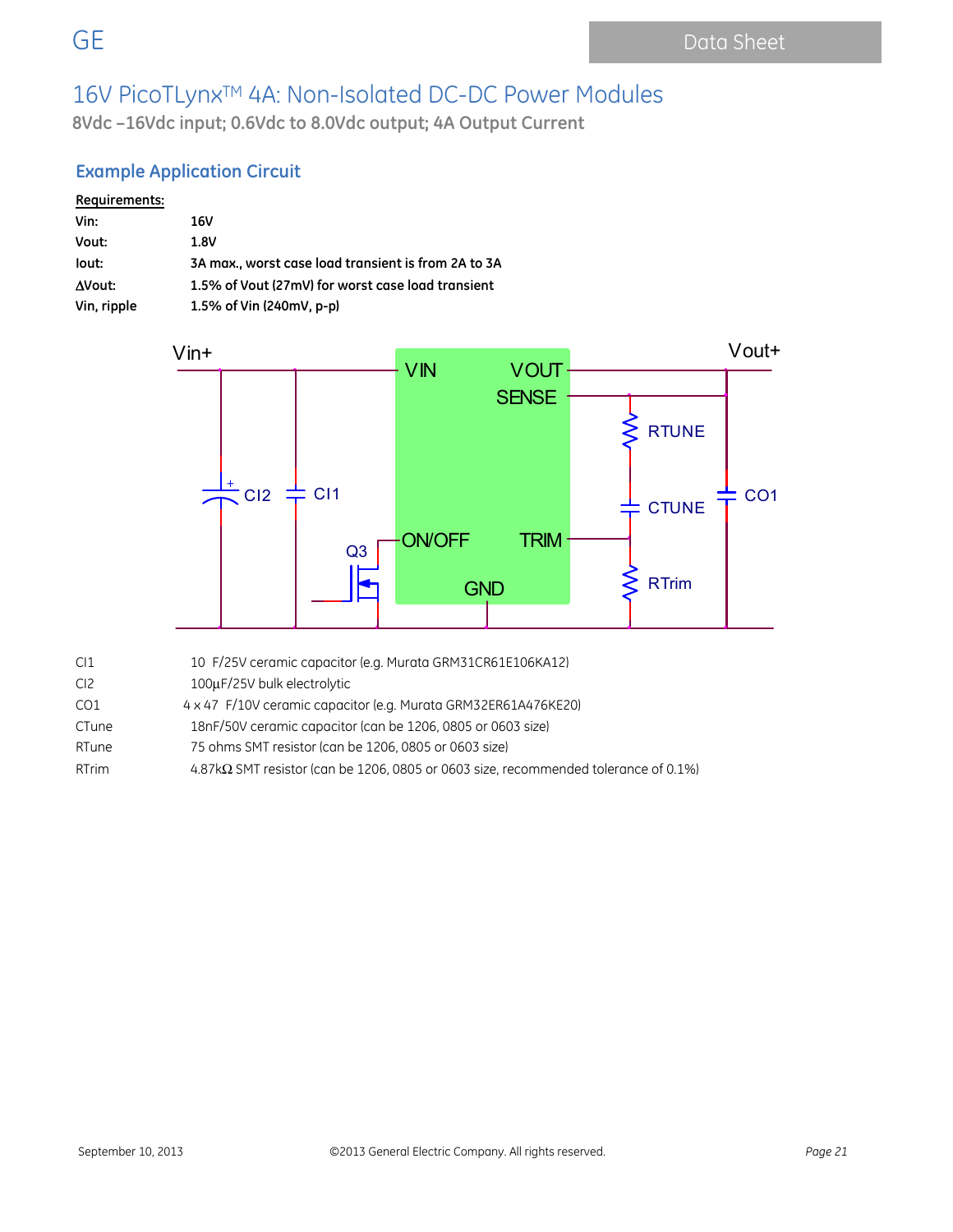## Example Application Circuit

**Requirements:**

| | |
|---|---|
| **Vin:** | **16V** |
| **Vout:** | **1.8V** |
| **Iout:** | **3A max., worst case load transient is from 2A to 3A** |
| **ΔVout:** | **1.5% of Vout (27mV) for worst case load transient** |
| **Vin, ripple** | **1.5% of Vin (240mV, p-p)** |

| | |
|---|---|
| CI1 | 10 F/25V ceramic capacitor (e.g. Murata GRM31CR61E106KA12) |
| CI2 | 100µF/25V bulk electrolytic |
| CO1 | 4 x 47 F/10V ceramic capacitor (e.g. Murata GRM32ER61A476KE20) |
| CTune | 18nF/50V ceramic capacitor (can be 1206, 0805 or 0603 size) |
| RTune | 75 ohms SMT resistor (can be 1206, 0805 or 0603 size) |
| RTrim | 4.87kΩ SMT resistor (can be 1206, 0805 or 0603 size, recommended tolerance of 0.1%) |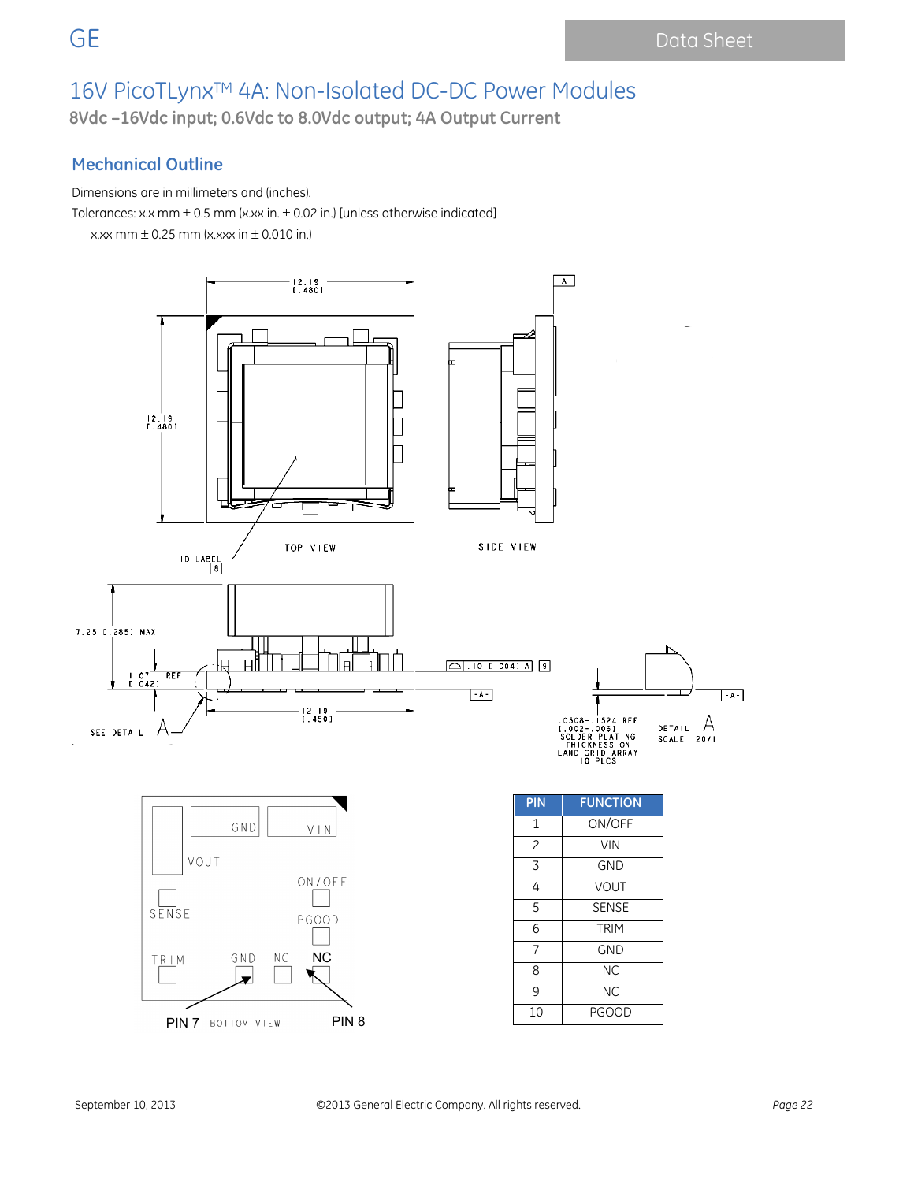## Mechanical Outline

Dimensions are in millimeters and (inches).

Tolerances: x.x mm ± 0.5 mm (x.xx in. ± 0.02 in.) [unless otherwise indicated]

x.xx mm ± 0.25 mm (x.xxx in ± 0.010 in.)

| PIN | FUNCTION |
|---|---|
| 1 | ON/OFF |
| 2 | VIN |
| 3 | GND |
| 4 | VOUT |
| 5 | SENSE |
| 6 | TRIM |
| 7 | GND |
| 8 | NC |
| 9 | NC |
| 10 | PGOOD |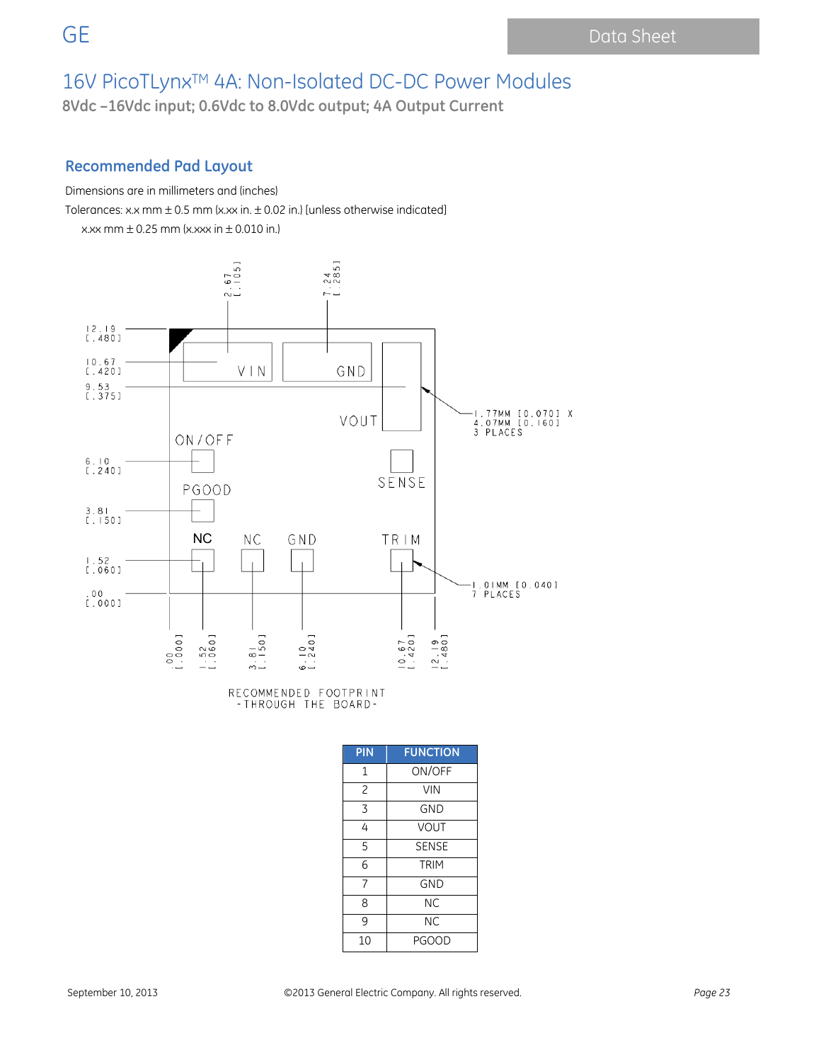## Recommended Pad Layout

Dimensions are in millimeters and (inches)

Tolerances: x.x mm ± 0.5 mm (x.xx in. ± 0.02 in.) [unless otherwise indicated]

x.xx mm ± 0.25 mm (x.xxx in ± 0.010 in.)

RECOMMENDED FOOTPRINT
-THROUGH THE BOARD-

| PIN | FUNCTION |
|---|---|
| 1 | ON/OFF |
| 2 | VIN |
| 3 | GND |
| 4 | VOUT |
| 5 | SENSE |
| 6 | TRIM |
| 7 | GND |
| 8 | NC |
| 9 | NC |
| 10 | PGOOD |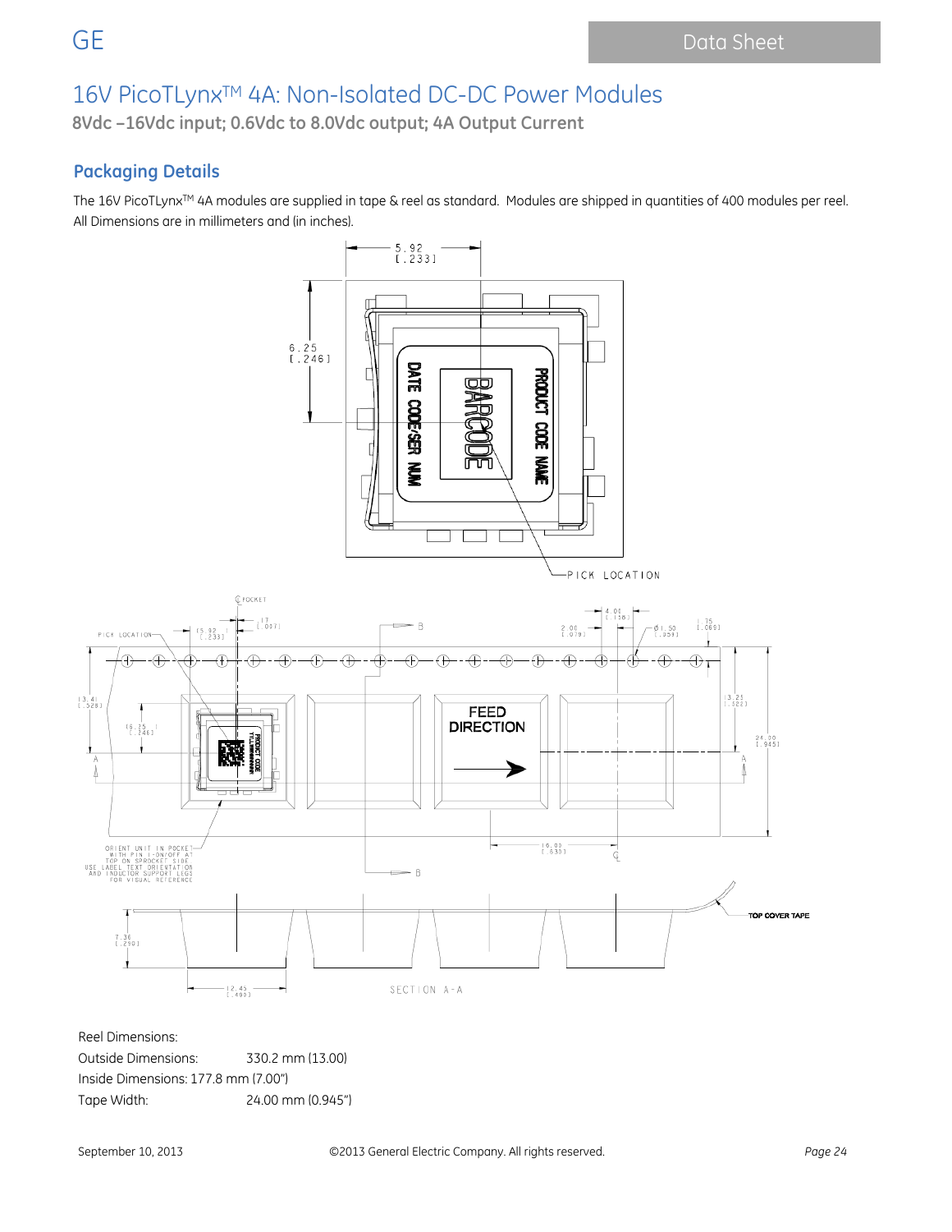# 16V PicoTLynx™ 4A: Non-Isolated DC-DC Power Modules

**8Vdc –16Vdc input; 0.6Vdc to 8.0Vdc output; 4A Output Current**

## Packaging Details

The 16V PicoTLynx™ 4A modules are supplied in tape & reel as standard. Modules are shipped in quantities of 400 modules per reel. All Dimensions are in millimeters and (in inches).

Reel Dimensions:

Outside Dimensions: 330.2 mm (13.00)

Inside Dimensions: 177.8 mm (7.00")

Tape Width: 24.00 mm (0.945")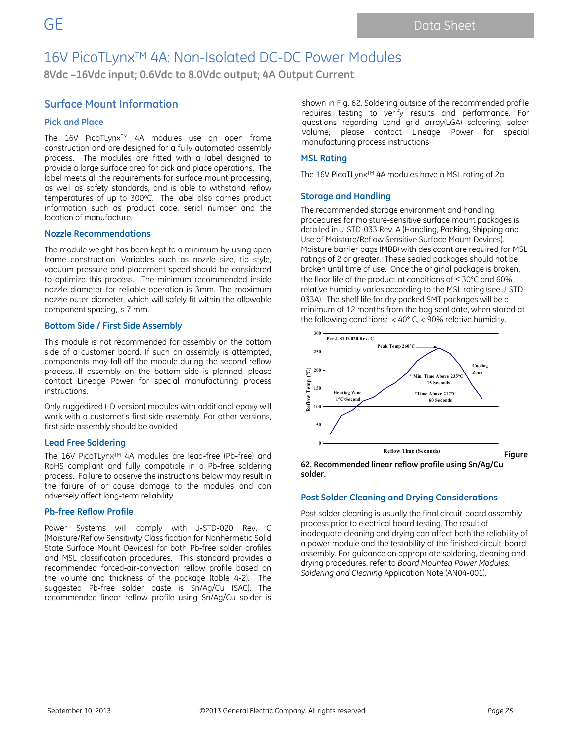# 16V PicoTLynx™ 4A: Non-Isolated DC-DC Power Modules

**8Vdc –16Vdc input; 0.6Vdc to 8.0Vdc output; 4A Output Current**

## Surface Mount Information

### Pick and Place

The 16V PicoTLynx™ 4A modules use an open frame construction and are designed for a fully automated assembly process. The modules are fitted with a label designed to provide a large surface area for pick and place operations. The label meets all the requirements for surface mount processing, as well as safety standards, and is able to withstand reflow temperatures of up to 300°C. The label also carries product information such as product code, serial number and the location of manufacture.

### Nozzle Recommendations

The module weight has been kept to a minimum by using open frame construction. Variables such as nozzle size, tip style, vacuum pressure and placement speed should be considered to optimize this process. The minimum recommended inside nozzle diameter for reliable operation is 3mm. The maximum nozzle outer diameter, which will safely fit within the allowable component spacing, is 7 mm.

### Bottom Side / First Side Assembly

This module is not recommended for assembly on the bottom side of a customer board. If such an assembly is attempted, components may fall off the module during the second reflow process. If assembly on the bottom side is planned, please contact Lineage Power for special manufacturing process instructions.

Only ruggedized (-D version) modules with additional epoxy will work with a customer's first side assembly. For other versions, first side assembly should be avoided

### Lead Free Soldering

The 16V PicoTLynx™ 4A modules are lead-free (Pb-free) and RoHS compliant and fully compatible in a Pb-free soldering process. Failure to observe the instructions below may result in the failure of or cause damage to the modules and can adversely affect long-term reliability.

### Pb-free Reflow Profile

Power Systems will comply with J-STD-020 Rev. C (Moisture/Reflow Sensitivity Classification for Nonhermetic Solid State Surface Mount Devices) for both Pb-free solder profiles and MSL classification procedures. This standard provides a recommended forced-air-convection reflow profile based on the volume and thickness of the package (table 4-2). The suggested Pb-free solder paste is Sn/Ag/Cu (SAC). The recommended linear reflow profile using Sn/Ag/Cu solder is shown in Fig. 62. Soldering outside of the recommended profile requires testing to verify results and performance. For questions regarding Land grid array(LGA) soldering, solder volume; please contact Lineage Power for special manufacturing process instructions

### MSL Rating

The 16V PicoTLynx™ 4A modules have a MSL rating of 2a.

### Storage and Handling

The recommended storage environment and handling procedures for moisture-sensitive surface mount packages is detailed in J-STD-033 Rev. A (Handling, Packing, Shipping and Use of Moisture/Reflow Sensitive Surface Mount Devices). Moisture barrier bags (MBB) with desiccant are required for MSL ratings of 2 or greater. These sealed packages should not be broken until time of use. Once the original package is broken, the floor life of the product at conditions of ≤ 30°C and 60% relative humidity varies according to the MSL rating (see J-STD-033A). The shelf life for dry packed SMT packages will be a minimum of 12 months from the bag seal date, when stored at the following conditions: < 40° C, < 90% relative humidity.

Per J-STD-020 Rev. C

Peak Temp 260°C

Cooling Zone

* Min. Time Above 235°C 15 Seconds

Heating Zone 1°C/Second

*Time Above 217°C 60 Seconds

Reflow Temp (°C)

Reflow Time (Seconds)

**Figure 62. Recommended linear reflow profile using Sn/Ag/Cu solder.**

### Post Solder Cleaning and Drying Considerations

Post solder cleaning is usually the final circuit-board assembly process prior to electrical board testing. The result of inadequate cleaning and drying can affect both the reliability of a power module and the testability of the finished circuit-board assembly. For guidance on appropriate soldering, cleaning and drying procedures, refer to *Board Mounted Power Modules: Soldering and Cleaning* Application Note (AN04-001).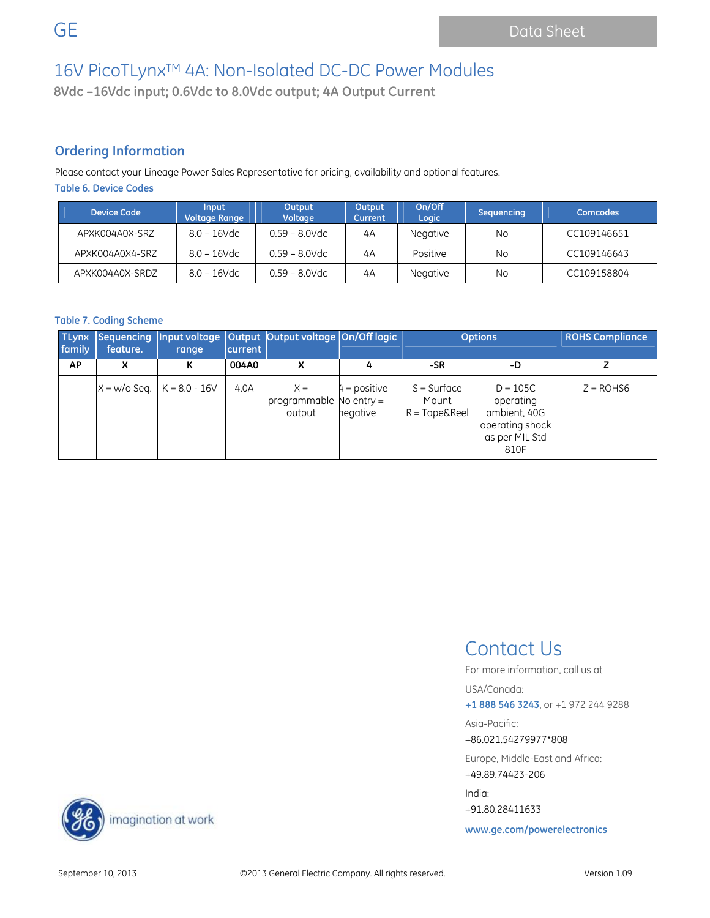# 16V PicoTLynx™ 4A: Non-Isolated DC-DC Power Modules

**8Vdc –16Vdc input; 0.6Vdc to 8.0Vdc output; 4A Output Current**

## Ordering Information

Please contact your Lineage Power Sales Representative for pricing, availability and optional features.

### Table 6. Device Codes

| Device Code | Input Voltage Range | Output Voltage | Output Current | On/Off Logic | Sequencing | Comcodes |
|---|---|---|---|---|---|---|
| APXK004A0X-SRZ | 8.0 – 16Vdc | 0.59 – 8.0Vdc | 4A | Negative | No | CC109146651 |
| APXK004A0X4-SRZ | 8.0 – 16Vdc | 0.59 – 8.0Vdc | 4A | Positive | No | CC109146643 |
| APXK004A0X-SRDZ | 8.0 – 16Vdc | 0.59 – 8.0Vdc | 4A | Negative | No | CC109158804 |

### Table 7. Coding Scheme

| TLynx family | Sequencing feature. | Input voltage range | Output current | Output voltage | On/Off logic | Options | | ROHS Compliance |
|---|---|---|---|---|---|---|---|---|
| **AP** | **X** | **K** | **004A0** | **X** | **4** | **-SR** | **-D** | **Z** |
| | X = w/o Seq. | K = 8.0 - 16V | 4.0A | X = programmable output | 4 = positive<br>No entry = negative | S = Surface Mount<br>R = Tape&Reel | D = 105C operating ambient, 40G operating shock as per MIL Std 810F | Z = ROHS6 |

## Contact Us

For more information, call us at

USA/Canada:

**+1 888 546 3243**, or +1 972 244 9288

Asia-Pacific:

+86.021.54279977*808

Europe, Middle-East and Africa:

+49.89.74423-206

India:

+91.80.28411633

**www.ge.com/powerelectronics**

imagination at work

September 10, 2013 ©2013 General Electric Company. All rights reserved. Version 1.09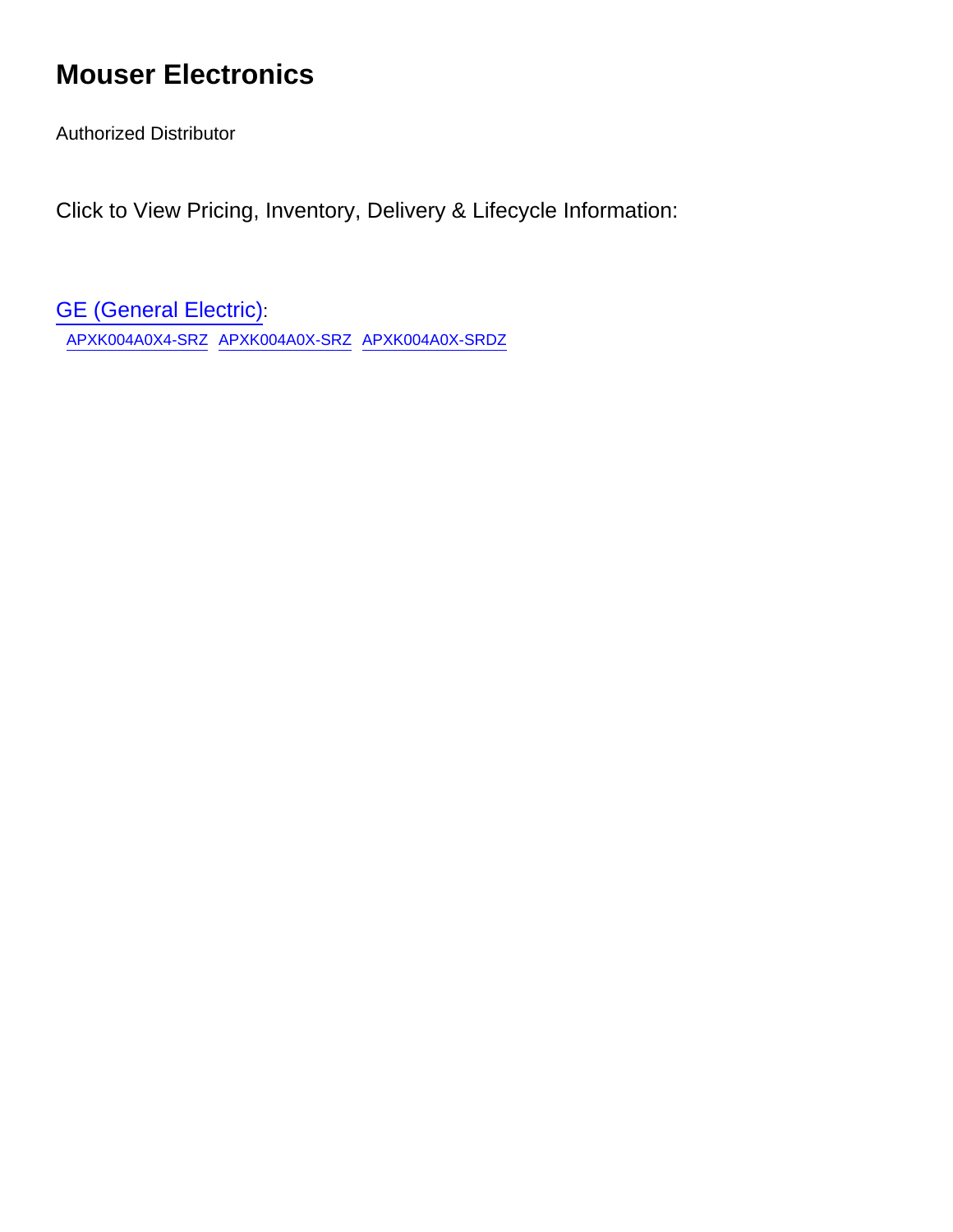# Mouser Electronics

Authorized Distributor

Click to View Pricing, Inventory, Delivery & Lifecycle Information:

GE (General Electric):

APXK004A0X4-SRZ APXK004A0X-SRZ APXK004A0X-SRDZ